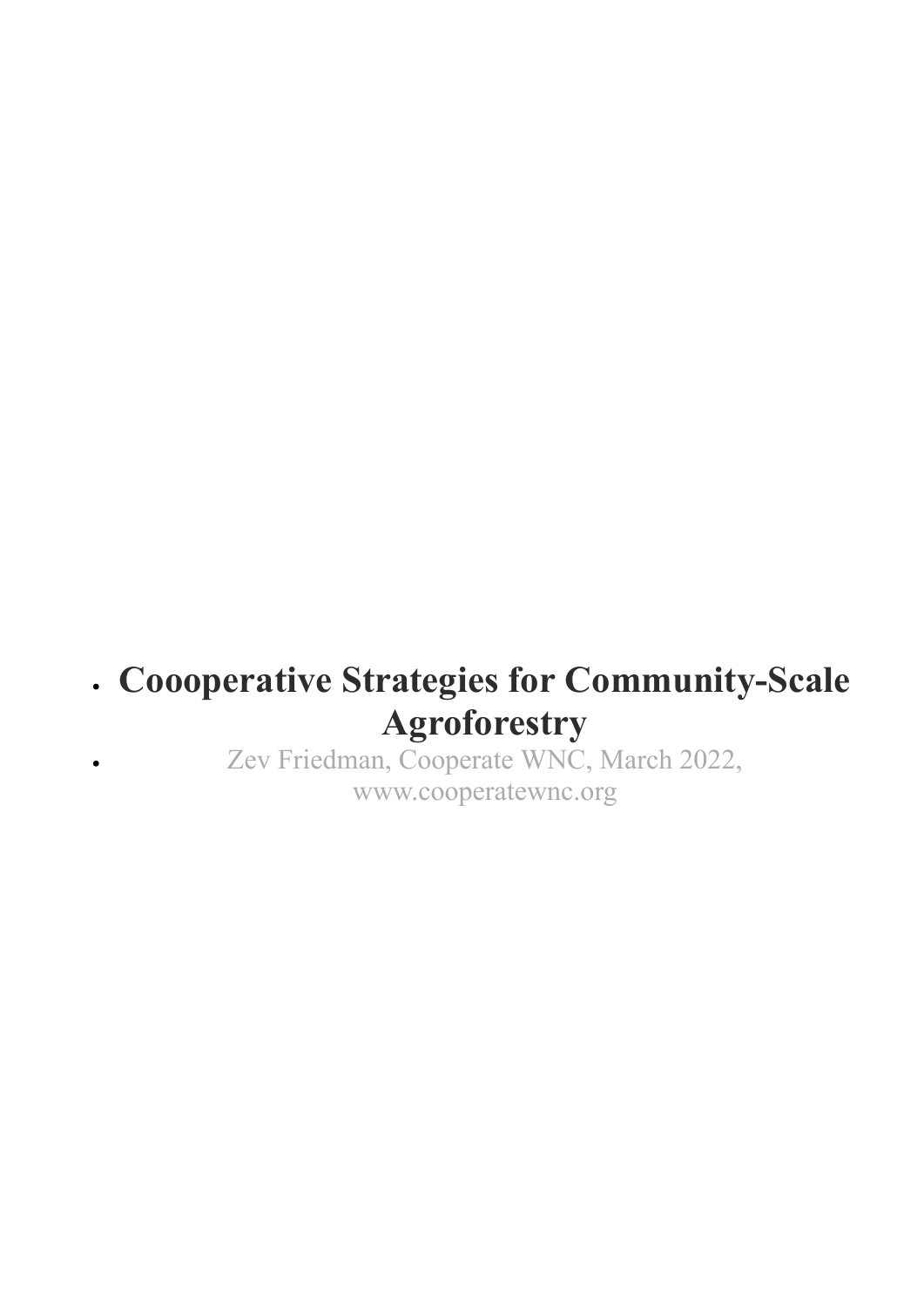- # Coooperative Strategies for Community-Scale Agroforestry
- Zev Friedman, Cooperate WNC, March 2022, www.cooperatewnc.org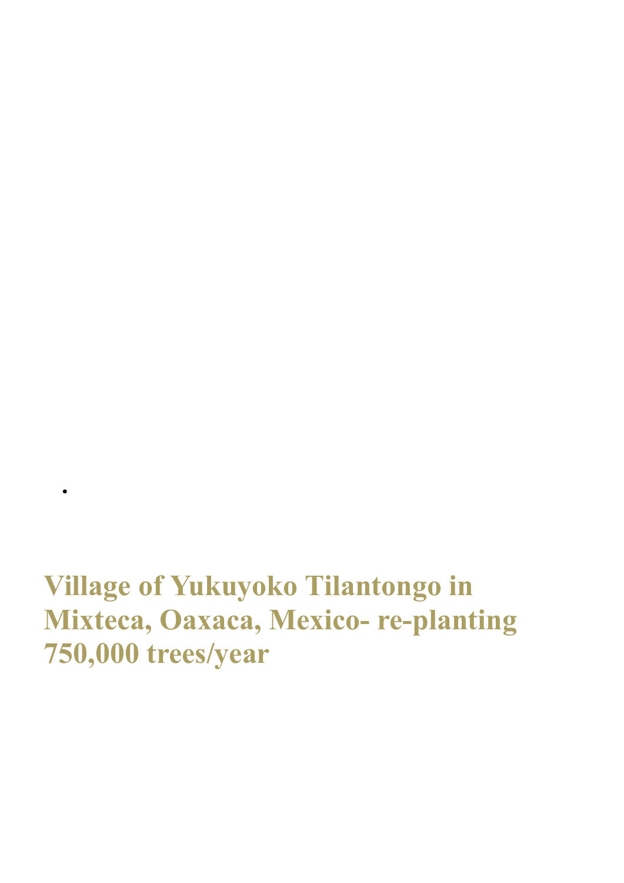- 

## Village of Yukuyoko Tilantongo in Mixteca, Oaxaca, Mexico- re-planting 750,000 trees/year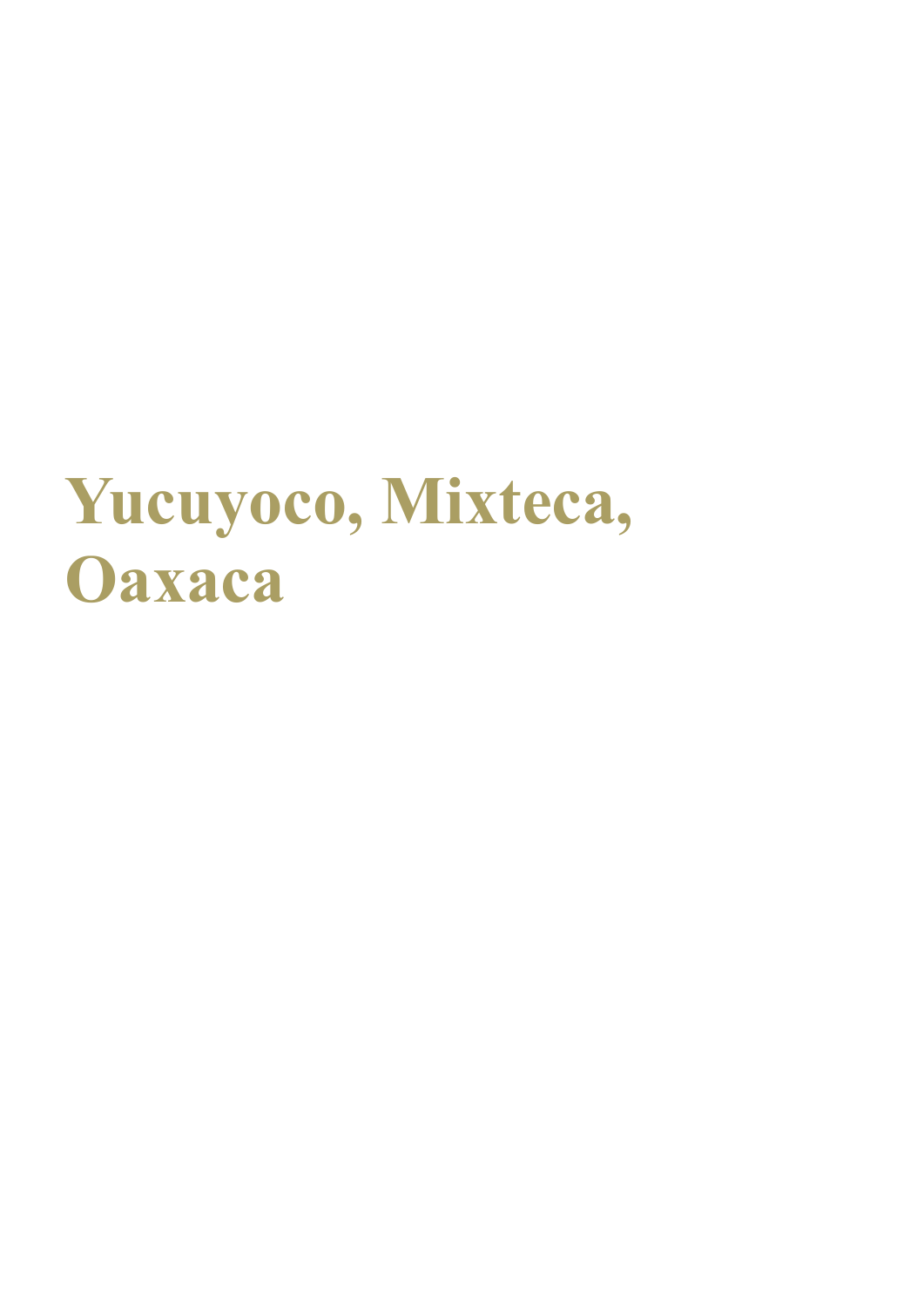# Yucuyoco, Mixteca, Oaxaca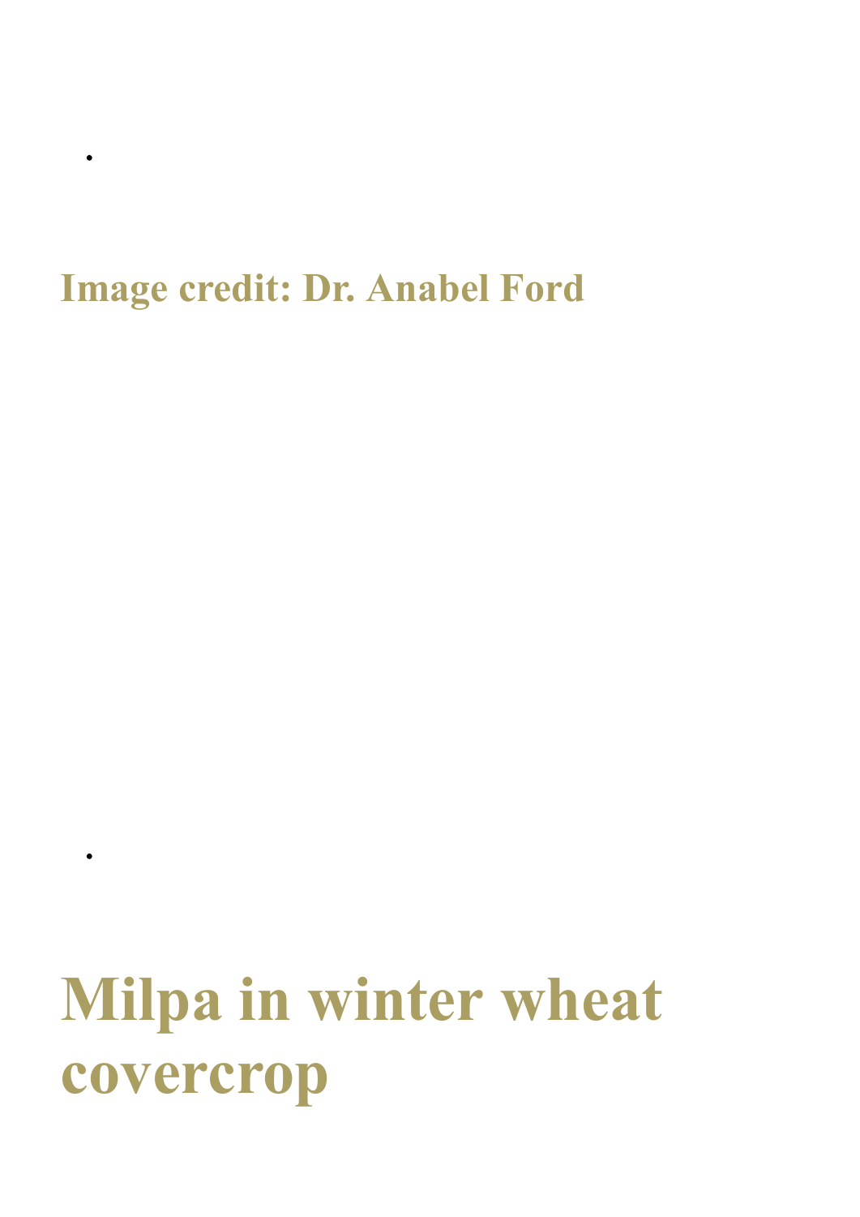**Image credit: Dr. Anabel Ford**

# Milpa in winter wheat covercrop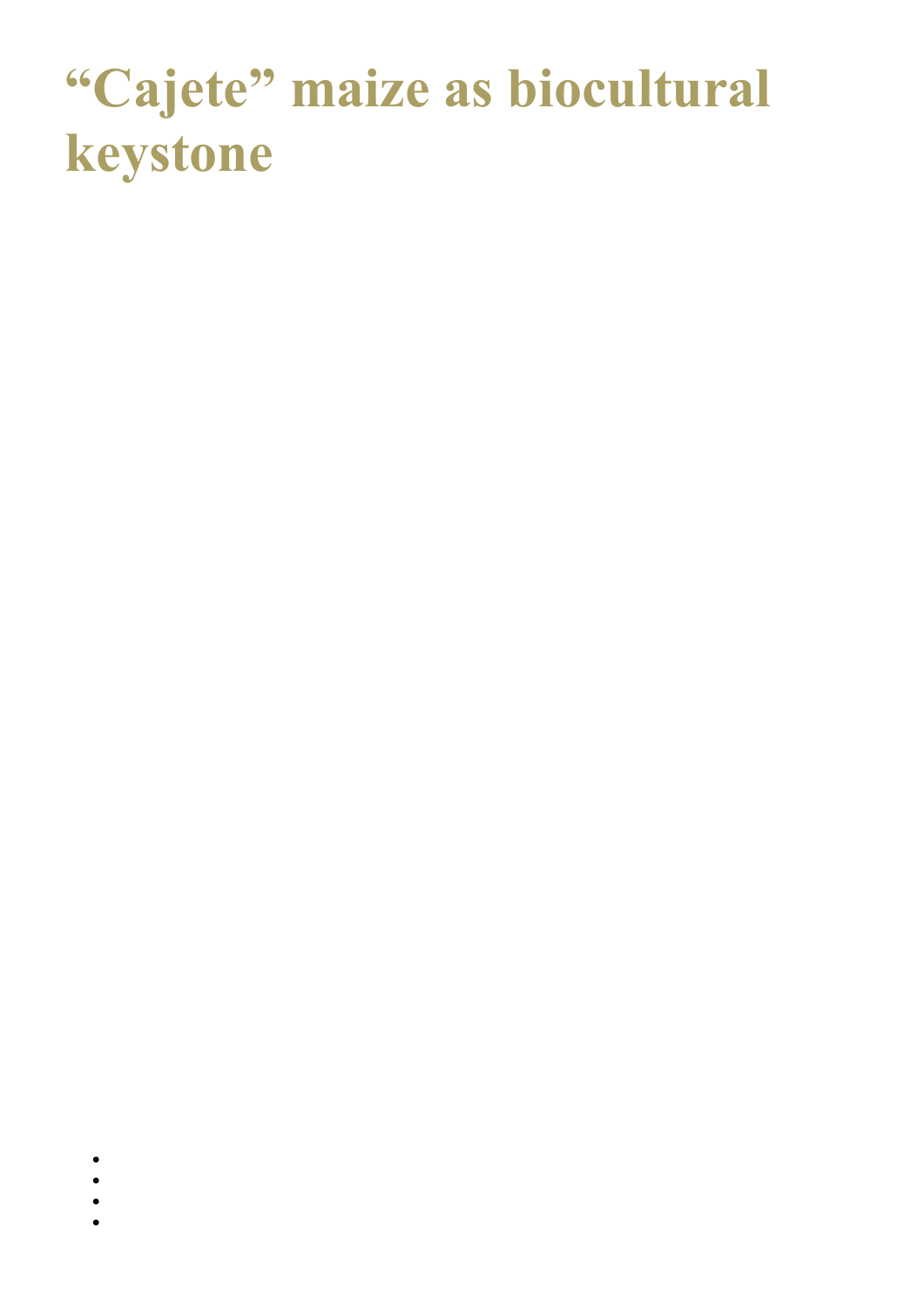# “Cajete” maize as biocultural keystone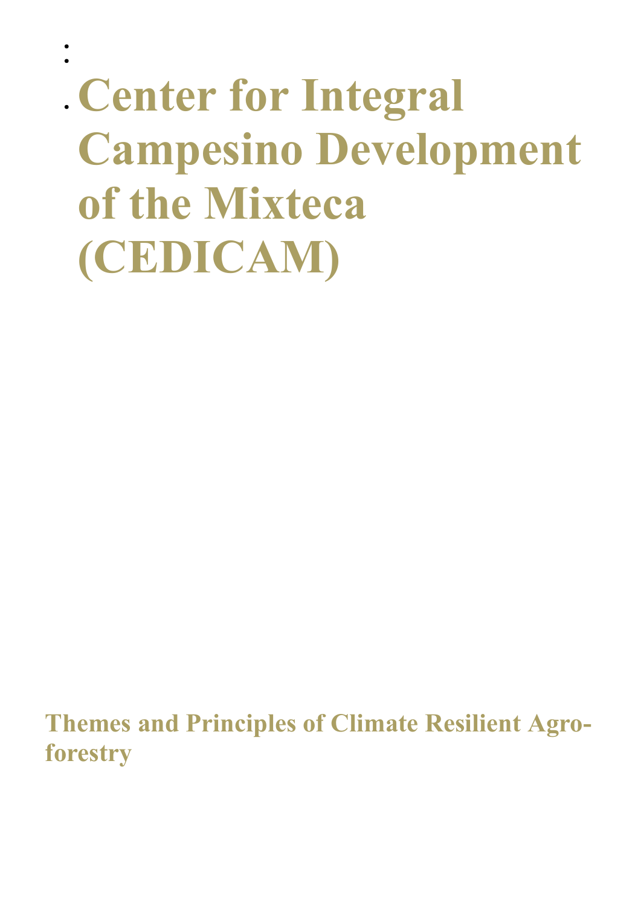# Center for Integral Campesino Development of the Mixteca (CEDICAM)

**Themes and Principles of Climate Resilient Agro-forestry**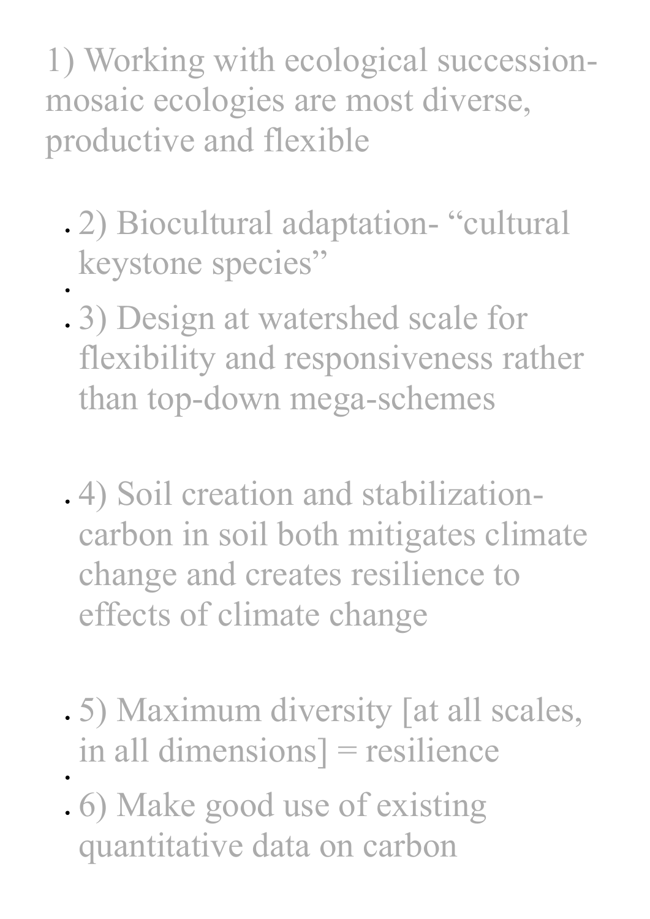1) Working with ecological succession- mosaic ecologies are most diverse, productive and flexible

- 2) Biocultural adaptation- "cultural keystone species"
- 3) Design at watershed scale for flexibility and responsiveness rather than top-down mega-schemes
- 4) Soil creation and stabilization- carbon in soil both mitigates climate change and creates resilience to effects of climate change
- 5) Maximum diversity [at all scales, in all dimensions] = resilience
- 6) Make good use of existing quantitative data on carbon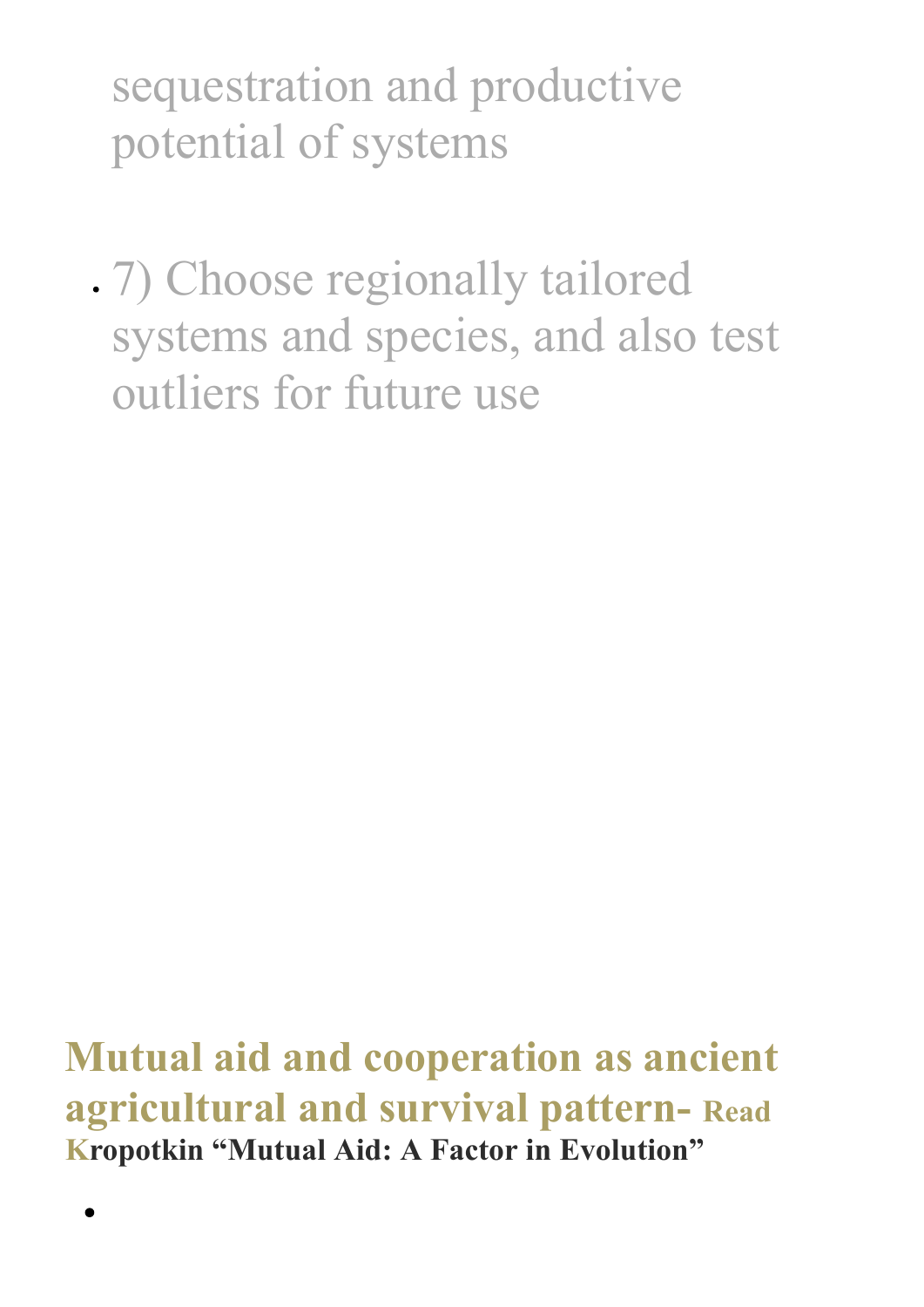sequestration and productive potential of systems

- 7) Choose regionally tailored systems and species, and also test outliers for future use

## Mutual aid and cooperation as ancient agricultural and survival pattern- Read Kropotkin "Mutual Aid: A Factor in Evolution"

-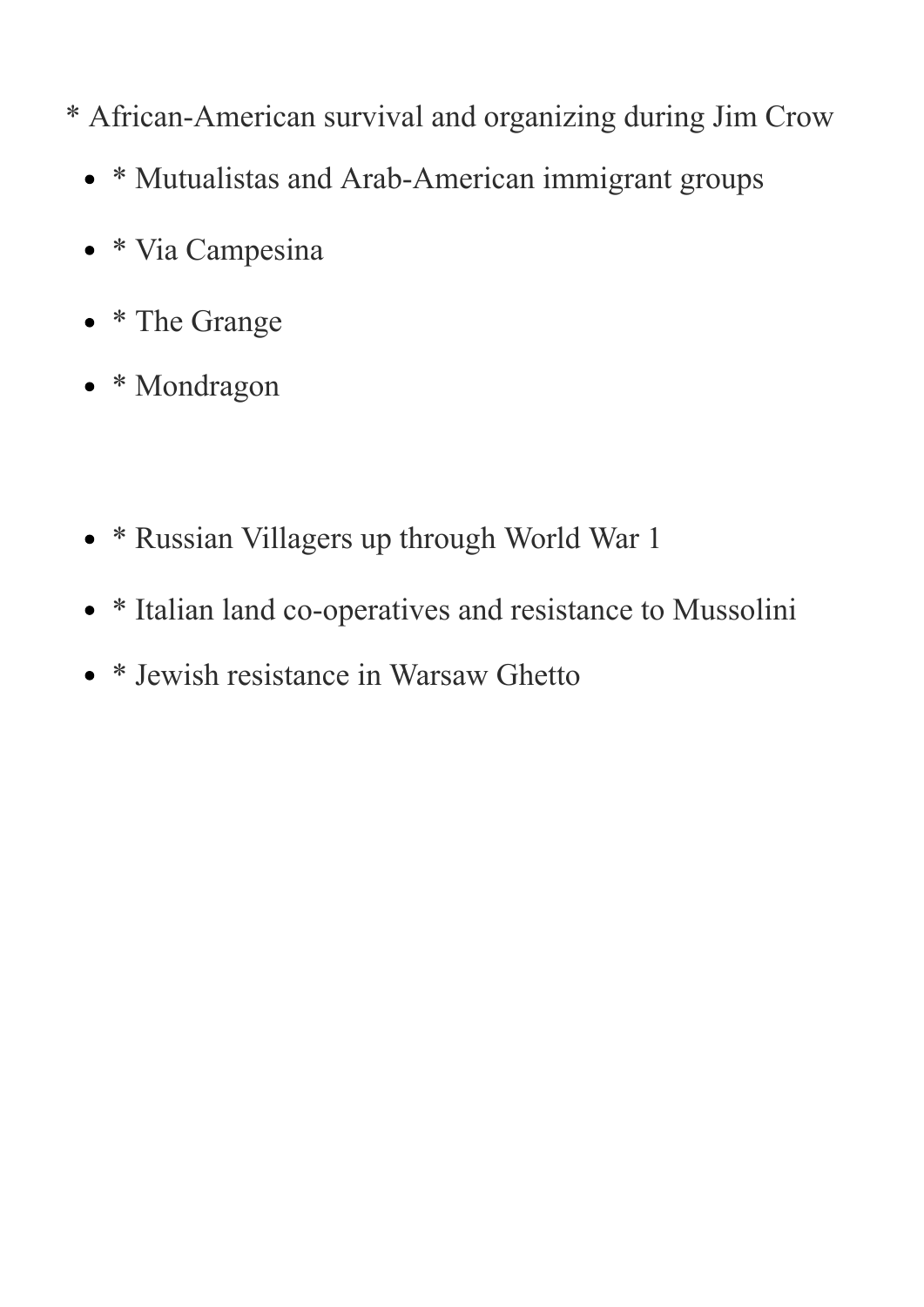* African-American survival and organizing during Jim Crow

- * Mutualistas and Arab-American immigrant groups
- * Via Campesina
- * The Grange
- * Mondragon

- * Russian Villagers up through World War 1
- * Italian land co-operatives and resistance to Mussolini
- * Jewish resistance in Warsaw Ghetto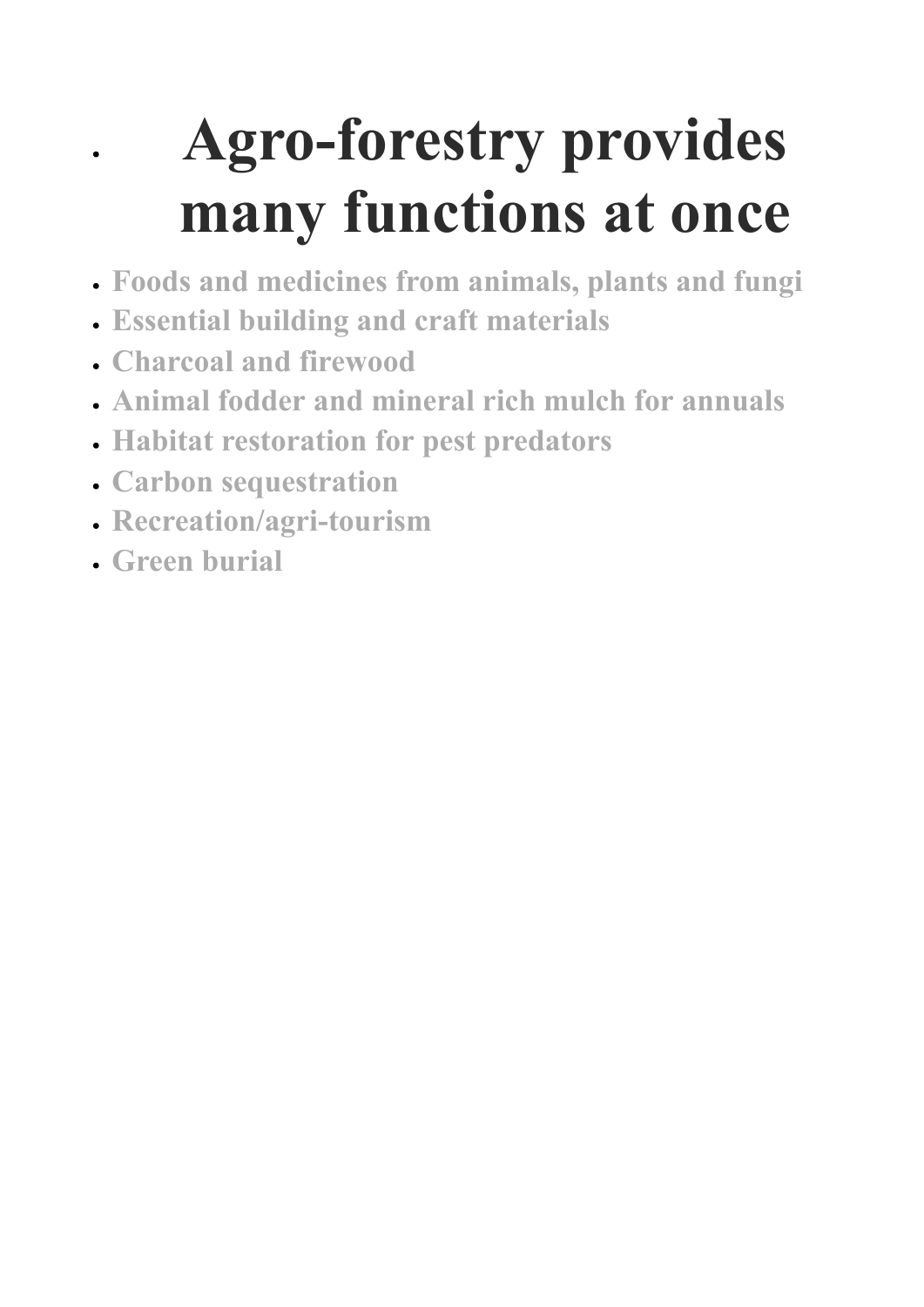# Agro-forestry provides many functions at once

- Foods and medicines from animals, plants and fungi
- Essential building and craft materials
- Charcoal and firewood
- Animal fodder and mineral rich mulch for annuals
- Habitat restoration for pest predators
- Carbon sequestration
- Recreation/agri-tourism
- Green burial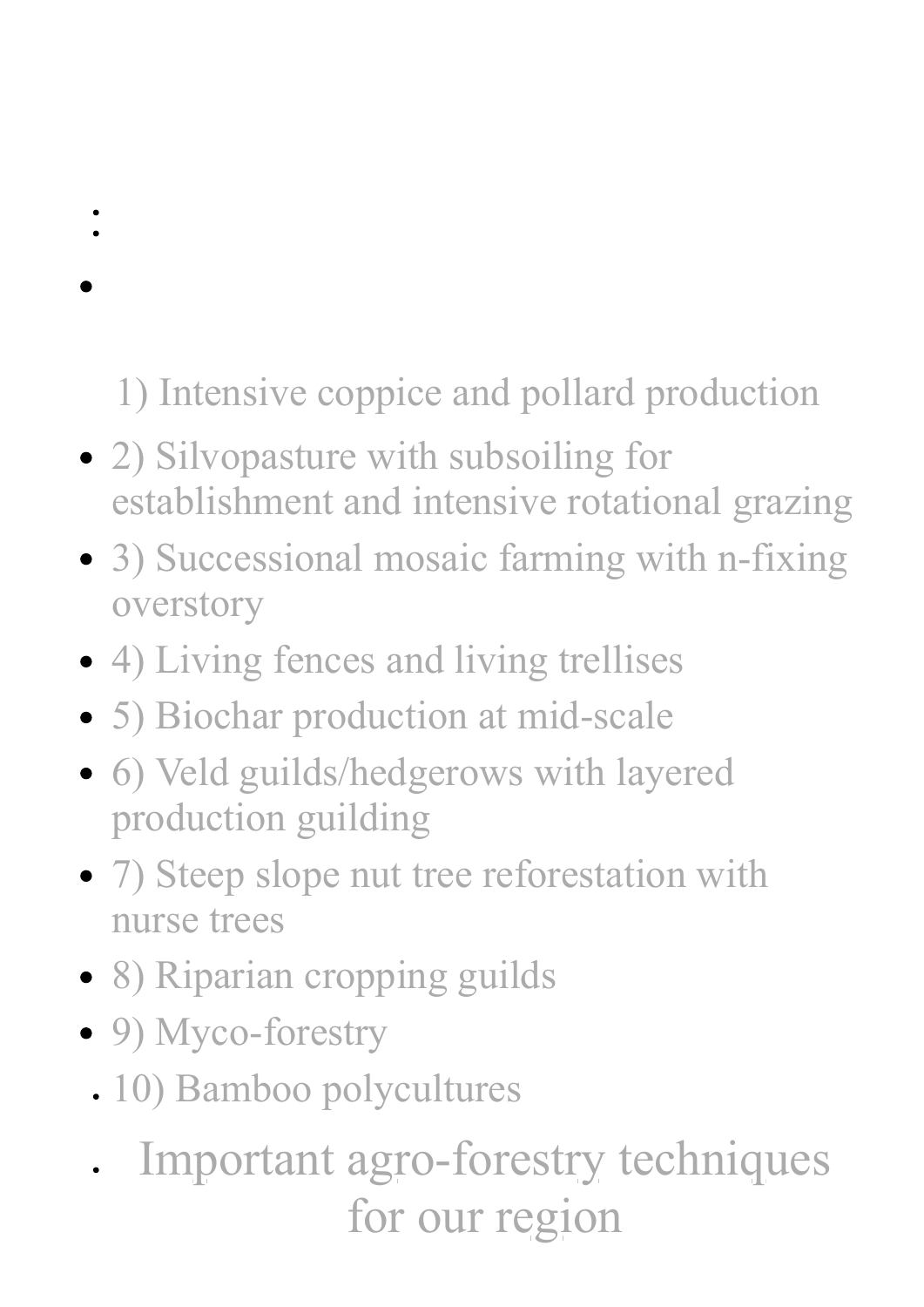1) Intensive coppice and pollard production

- 2) Silvopasture with subsoiling for establishment and intensive rotational grazing
- 3) Successional mosaic farming with n-fixing overstory
- 4) Living fences and living trellises
- 5) Biochar production at mid-scale
- 6) Veld guilds/hedgerows with layered production guilding
- 7) Steep slope nut tree reforestation with nurse trees
- 8) Riparian cropping guilds
- 9) Myco-forestry
- 10) Bamboo polycultures

## Important agro-forestry techniques for our region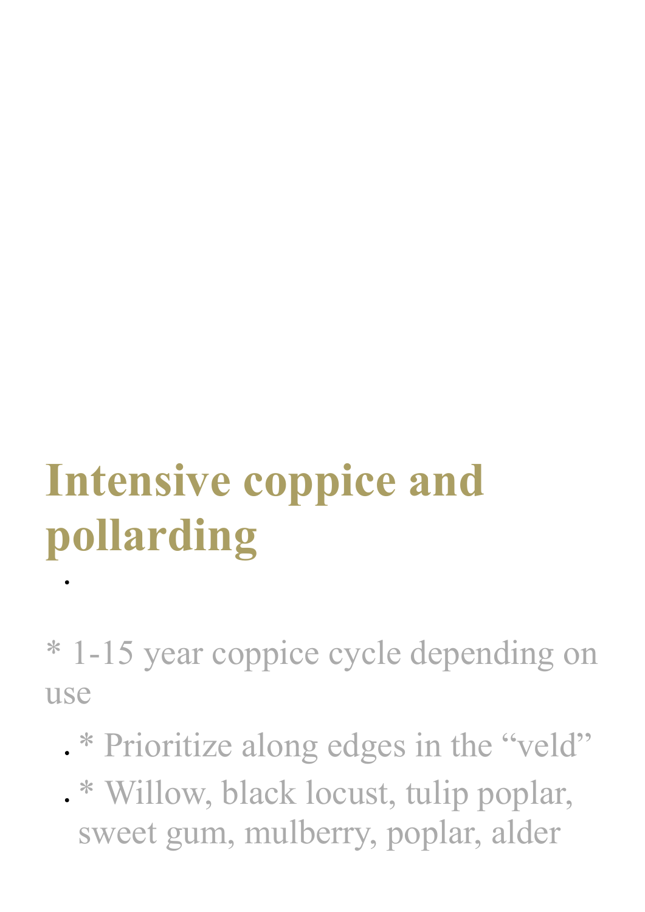## Intensive coppice and pollarding

- 

\* 1-15 year coppice cycle depending on use

- \* Prioritize along edges in the “veld”
- \* Willow, black locust, tulip poplar, sweet gum, mulberry, poplar, alder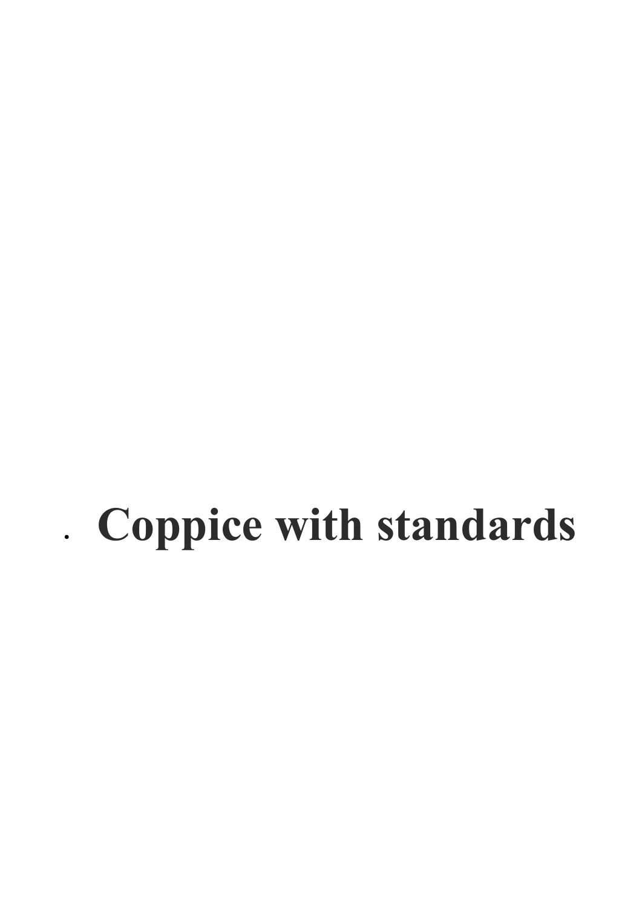- **Coppice with standards**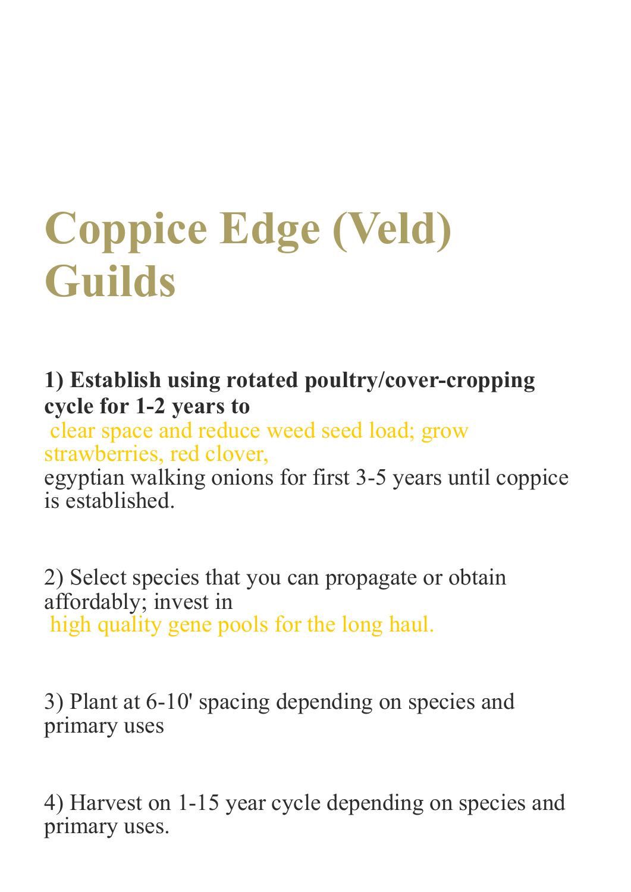# Coppice Edge (Veld) Guilds

**1) Establish using rotated poultry/cover-cropping cycle for 1-2 years to** clear space and reduce weed seed load; grow strawberries, red clover, egyptian walking onions for first 3-5 years until coppice is established.

2) Select species that you can propagate or obtain affordably; invest in high quality gene pools for the long haul.

3) Plant at 6-10' spacing depending on species and primary uses

4) Harvest on 1-15 year cycle depending on species and primary uses.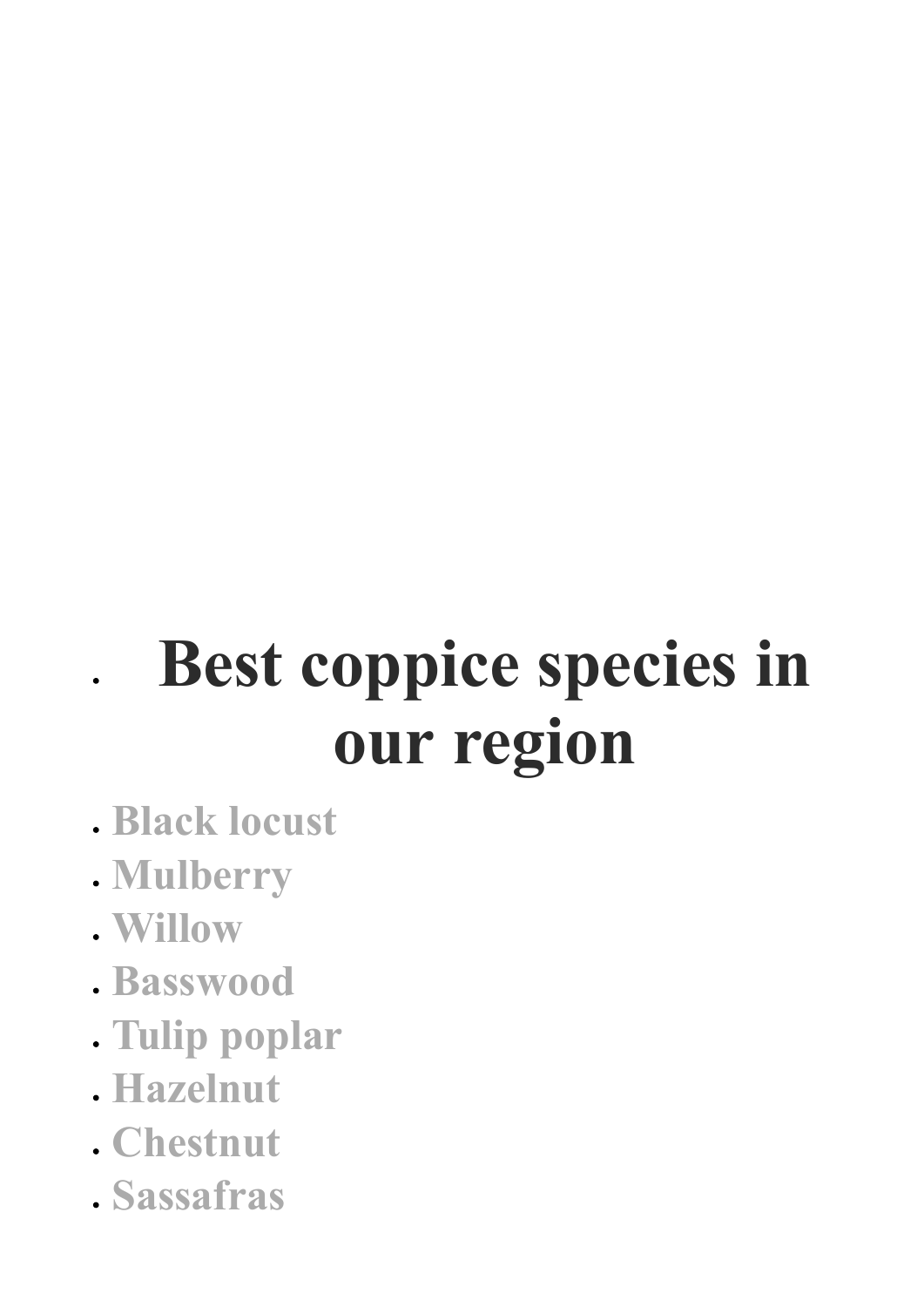- # Best coppice species in our region

- **Black locust**
- **Mulberry**
- **Willow**
- **Basswood**
- **Tulip poplar**
- **Hazelnut**
- **Chestnut**
- **Sassafras**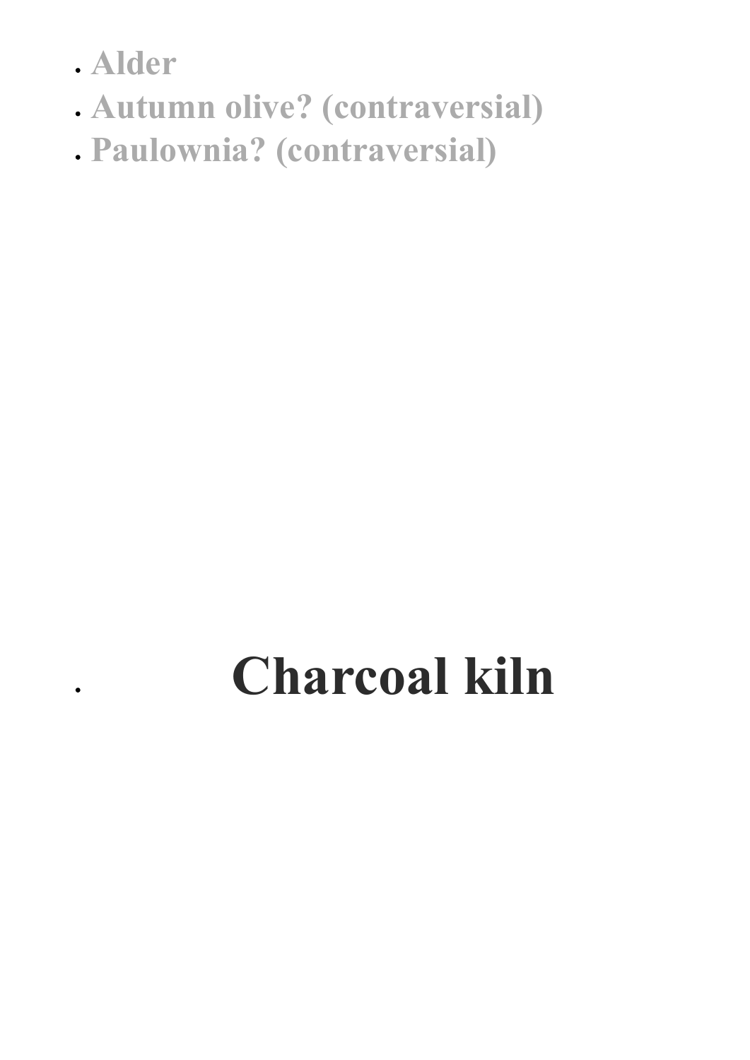- **Alder**
- **Autumn olive? (contraversial)**
- **Paulownia? (contraversial)**

- # Charcoal kiln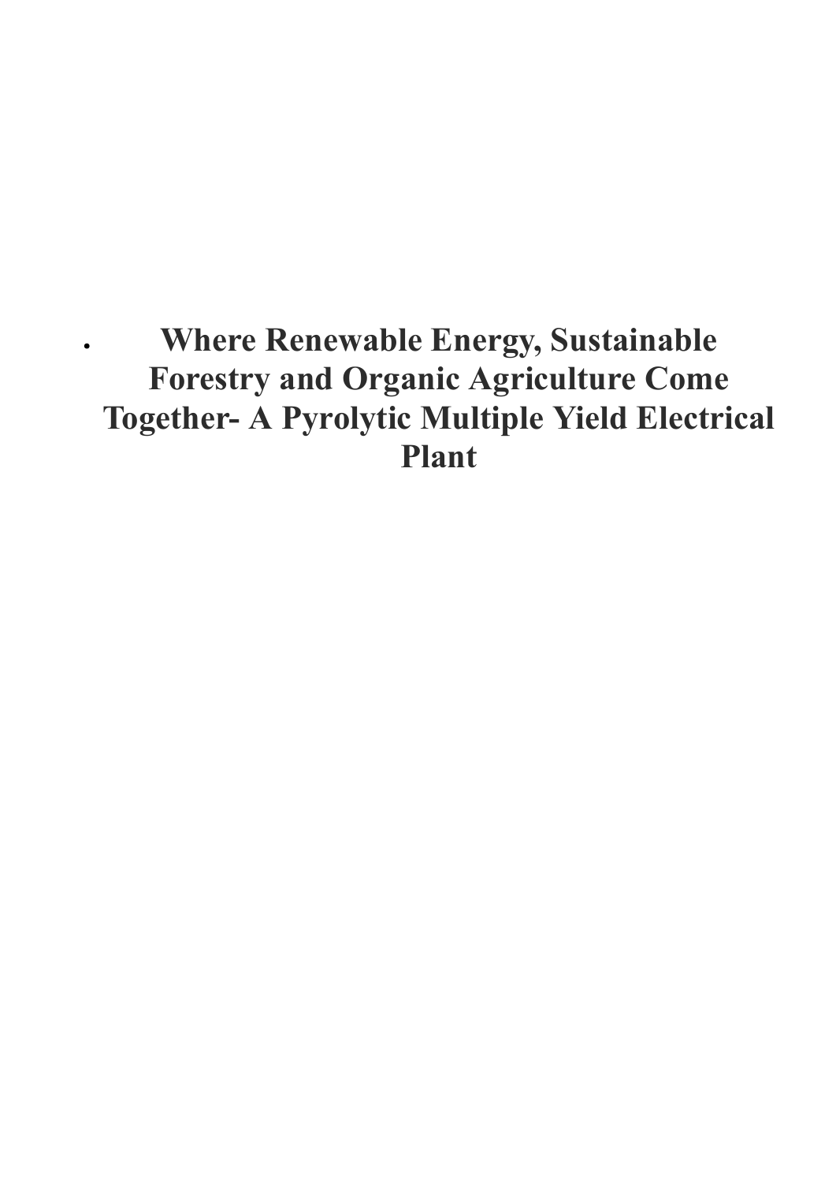- # Where Renewable Energy, Sustainable Forestry and Organic Agriculture Come Together- A Pyrolytic Multiple Yield Electrical Plant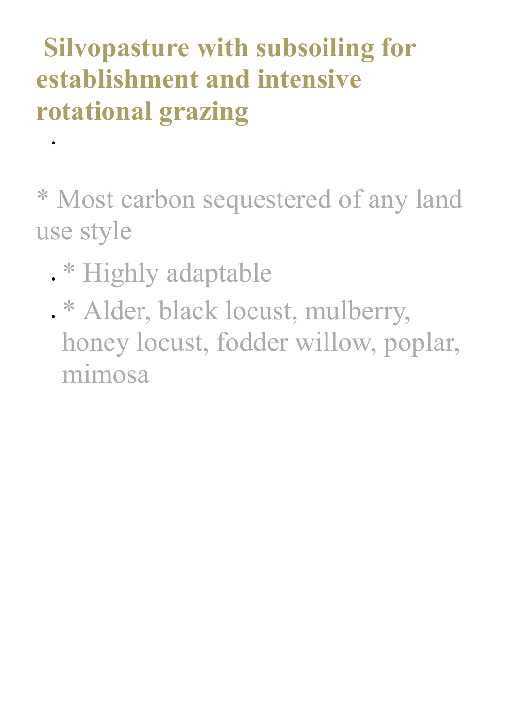## Silvopasture with subsoiling for establishment and intensive rotational grazing

- 

* Most carbon sequestered of any land use style

- * Highly adaptable
- * Alder, black locust, mulberry, honey locust, fodder willow, poplar, mimosa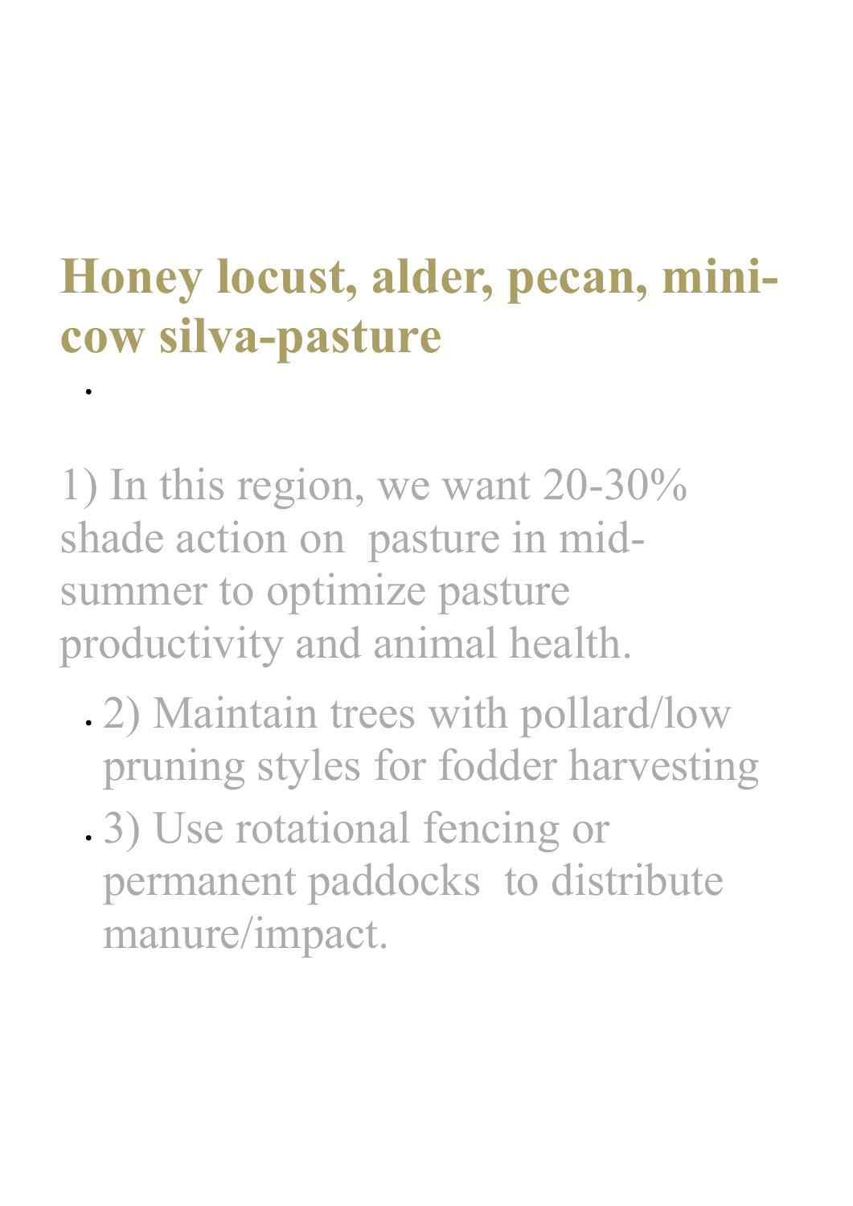# Honey locust, alder, pecan, mini-cow silva-pasture

1) In this region, we want 20-30% shade action on pasture in mid-summer to optimize pasture productivity and animal health.

- 2) Maintain trees with pollard/low pruning styles for fodder harvesting
- 3) Use rotational fencing or permanent paddocks to distribute manure/impact.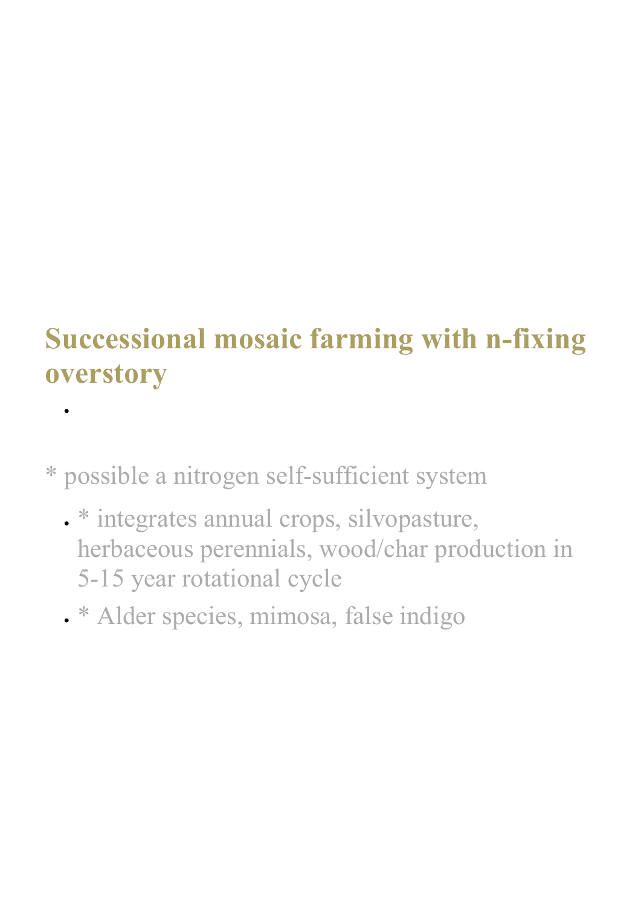## Successional mosaic farming with n-fixing overstory

- 

* possible a nitrogen self-sufficient system

  - * integrates annual crops, silvopasture, herbaceous perennials, wood/char production in 5-15 year rotational cycle
  - * Alder species, mimosa, false indigo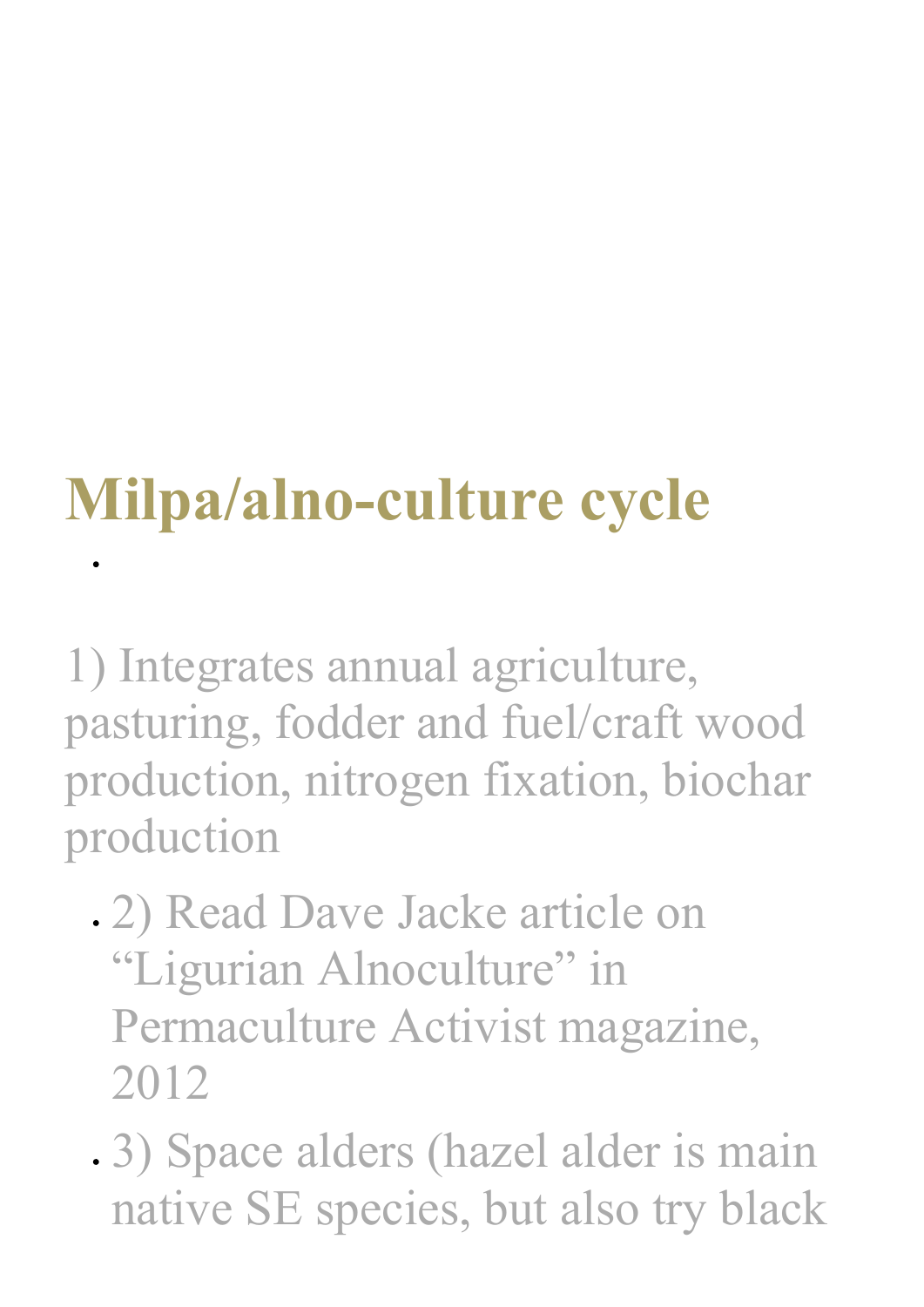# Milpa/alno-culture cycle

- 

1) Integrates annual agriculture, pasturing, fodder and fuel/craft wood production, nitrogen fixation, biochar production

- 2) Read Dave Jacke article on “Ligurian Alnoculture” in Permaculture Activist magazine, 2012
- 3) Space alders (hazel alder is main native SE species, but also try black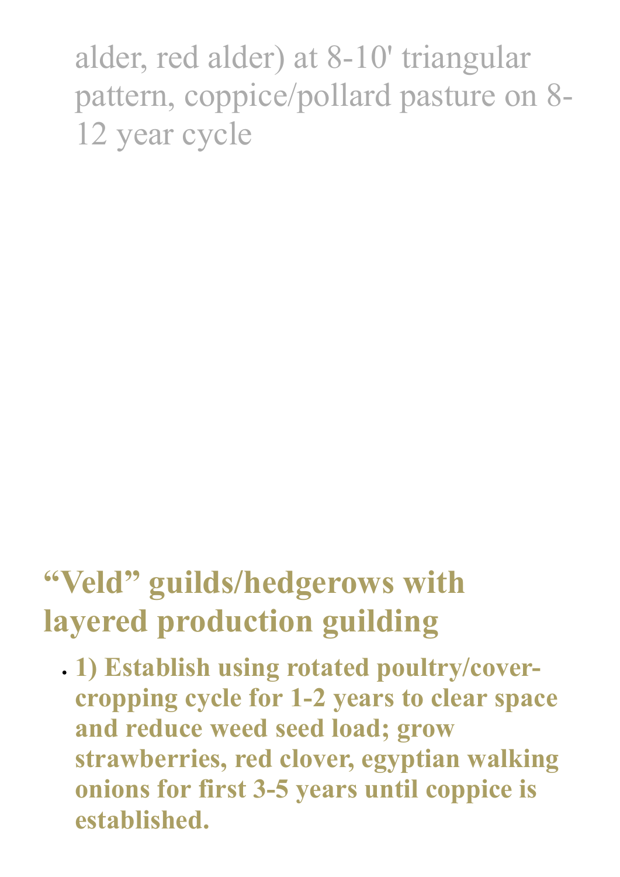alder, red alder) at 8-10' triangular pattern, coppice/pollard pasture on 8-12 year cycle

## "Veld" guilds/hedgerows with layered production guilding

- **1) Establish using rotated poultry/cover-cropping cycle for 1-2 years to clear space and reduce weed seed load; grow strawberries, red clover, egyptian walking onions for first 3-5 years until coppice is established.**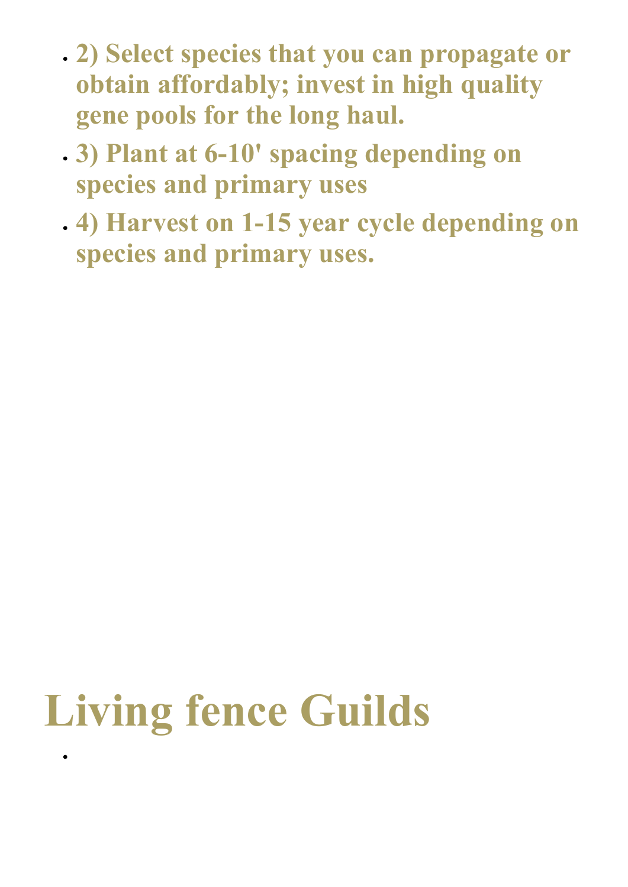- **2) Select species that you can propagate or obtain affordably; invest in high quality gene pools for the long haul.**
- **3) Plant at 6-10' spacing depending on species and primary uses**
- **4) Harvest on 1-15 year cycle depending on species and primary uses.**

# Living fence Guilds

-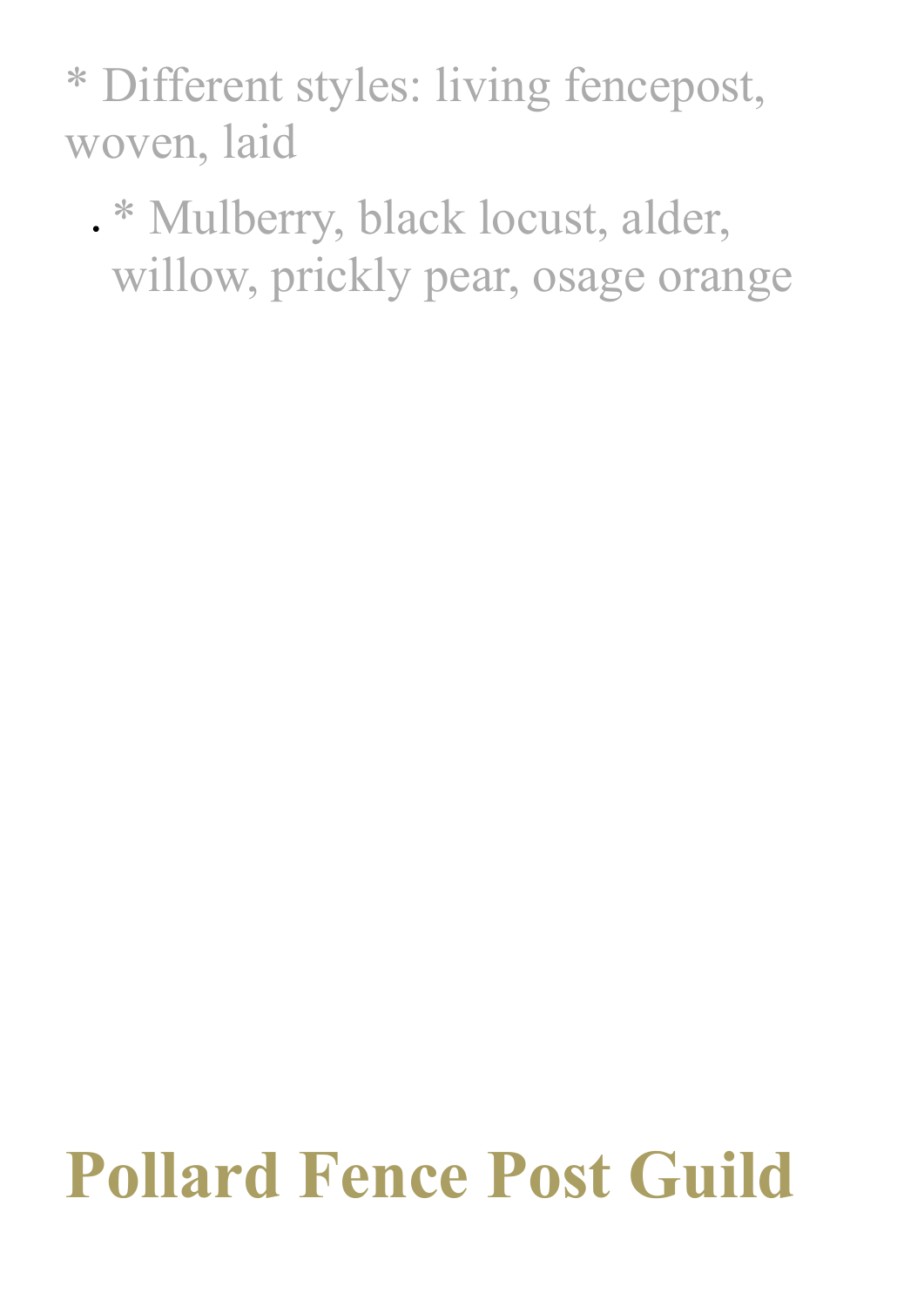* Different styles: living fencepost, woven, laid

- * Mulberry, black locust, alder, willow, prickly pear, osage orange

# Pollard Fence Post Guild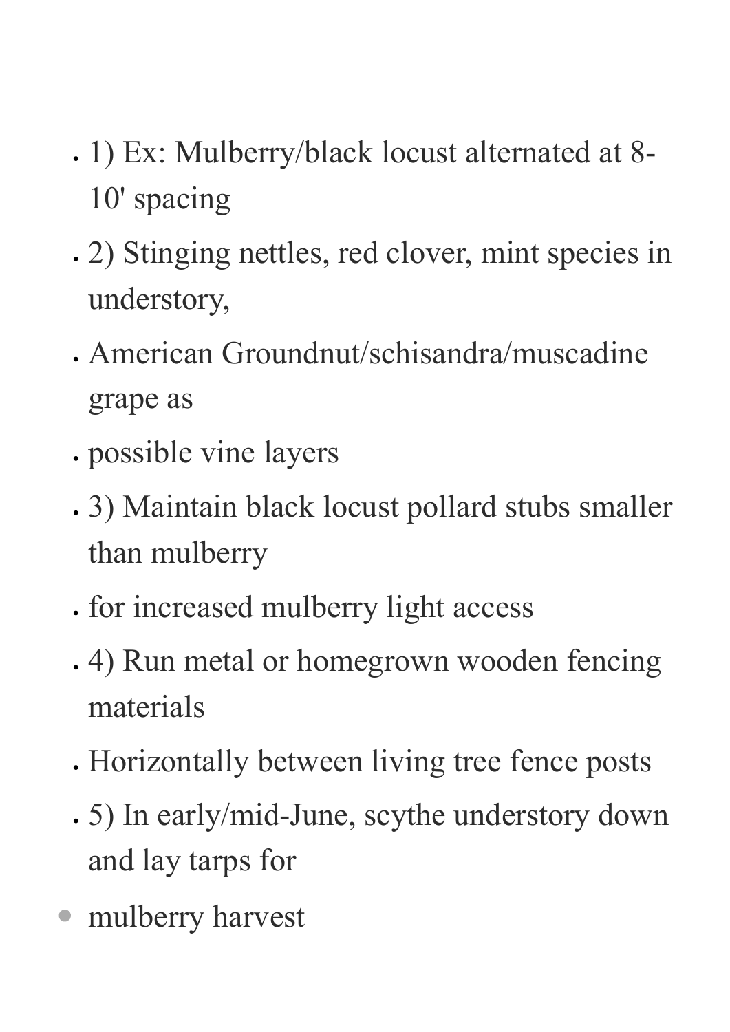- 1) Ex: Mulberry/black locust alternated at 8-10' spacing
- 2) Stinging nettles, red clover, mint species in understory,
- American Groundnut/schisandra/muscadine grape as
- possible vine layers
- 3) Maintain black locust pollard stubs smaller than mulberry
- for increased mulberry light access
- 4) Run metal or homegrown wooden fencing materials
- Horizontally between living tree fence posts
- 5) In early/mid-June, scythe understory down and lay tarps for
- mulberry harvest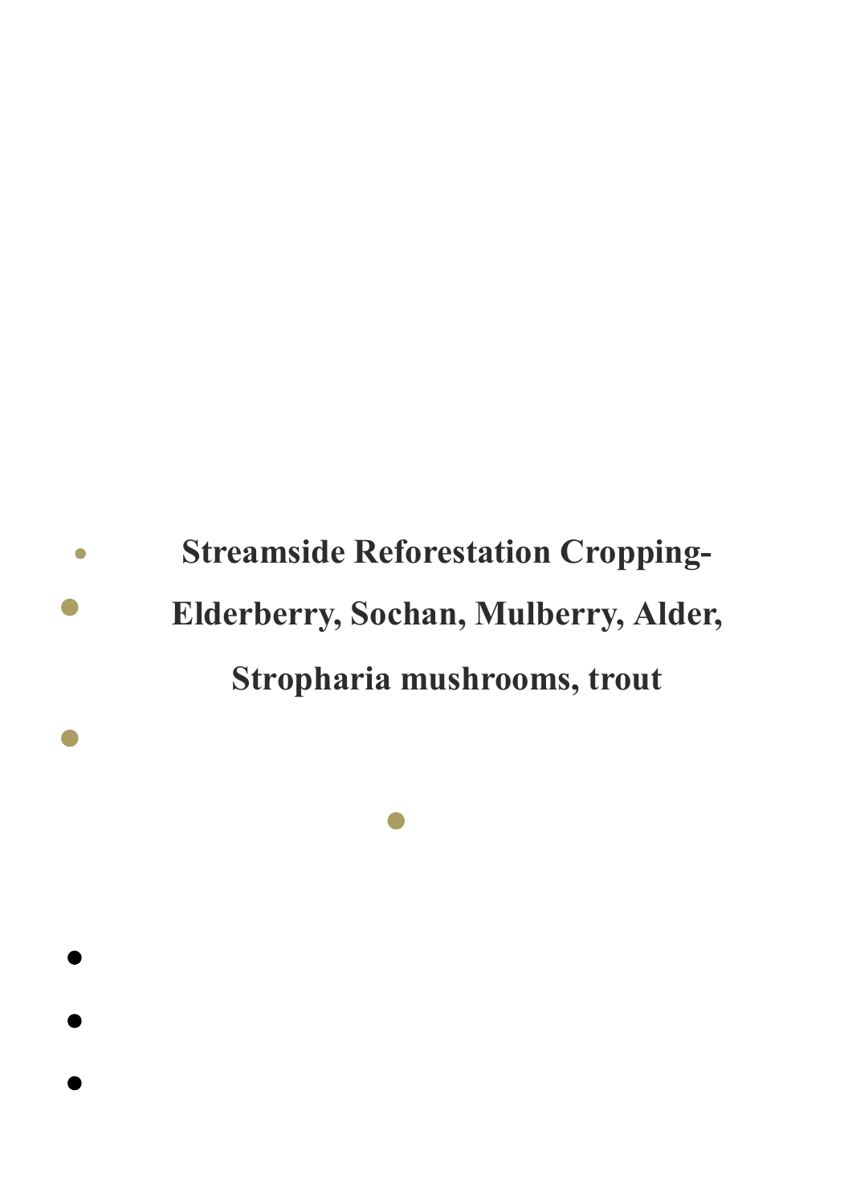**Streamside Reforestation Cropping- Elderberry, Sochan, Mulberry, Alder, Stropharia mushrooms, trout**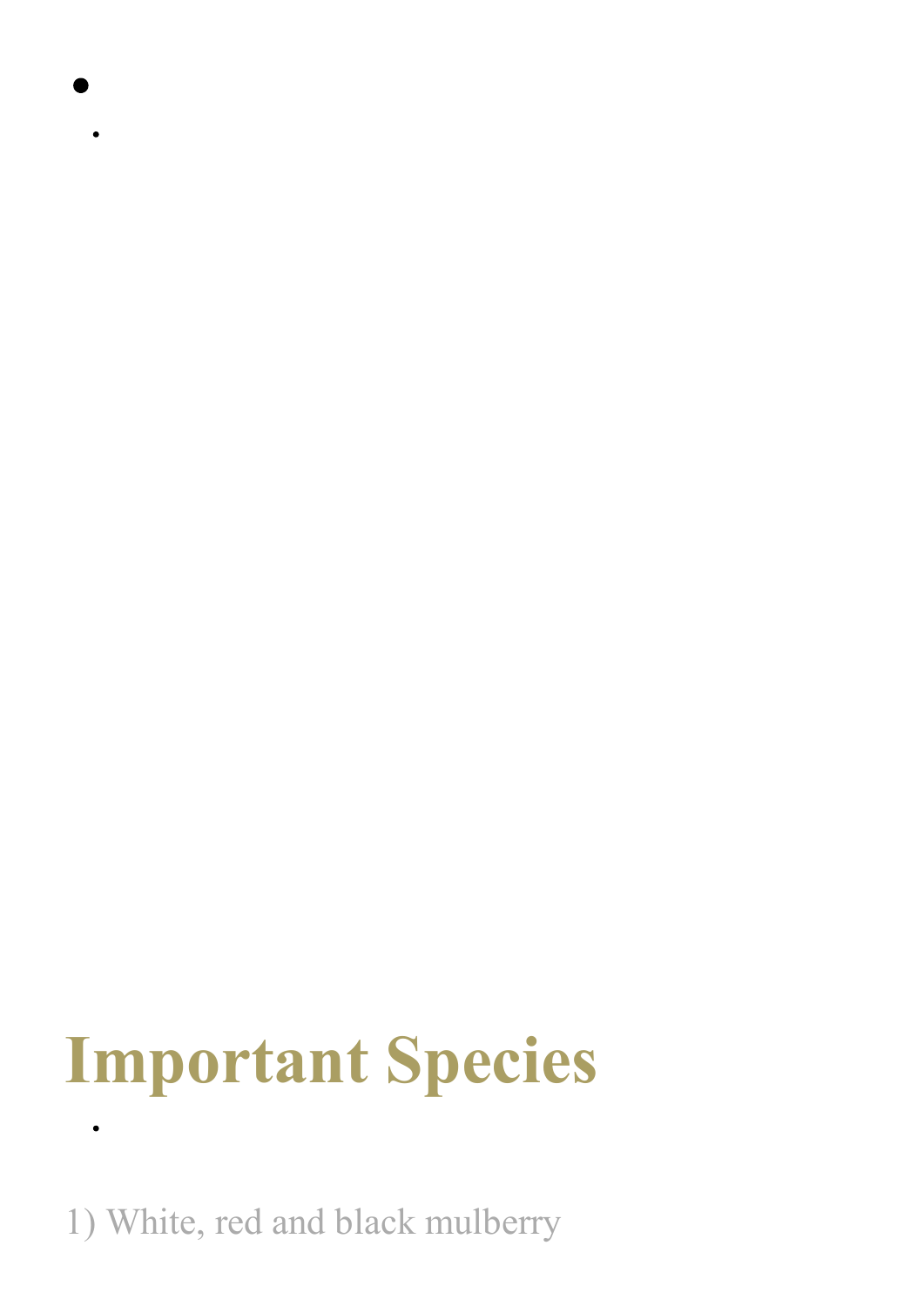## Important Species

1) White, red and black mulberry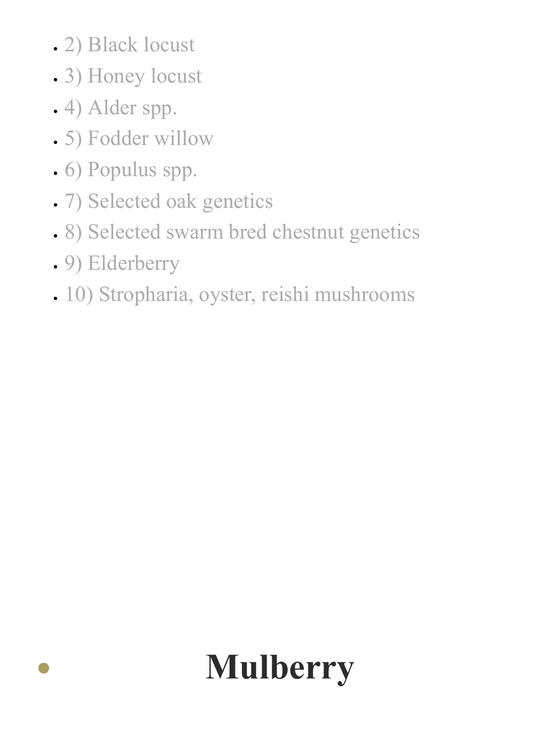- 2) Black locust
- 3) Honey locust
- 4) Alder spp.
- 5) Fodder willow
- 6) Populus spp.
- 7) Selected oak genetics
- 8) Selected swarm bred chestnut genetics
- 9) Elderberry
- 10) Stropharia, oyster, reishi mushrooms

## Mulberry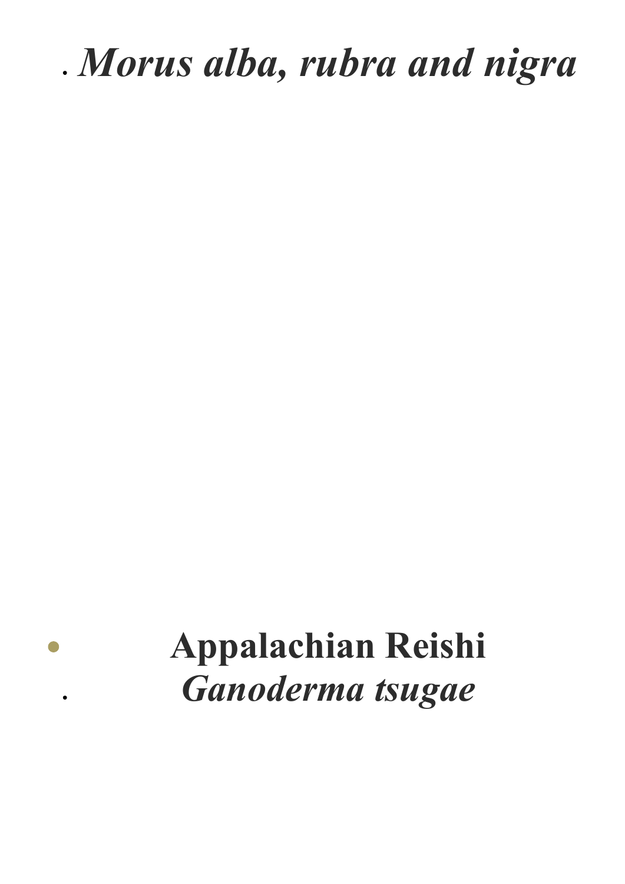- ***Morus alba, rubra and nigra***

- **Appalachian Reishi**
- ***Ganoderma tsugae***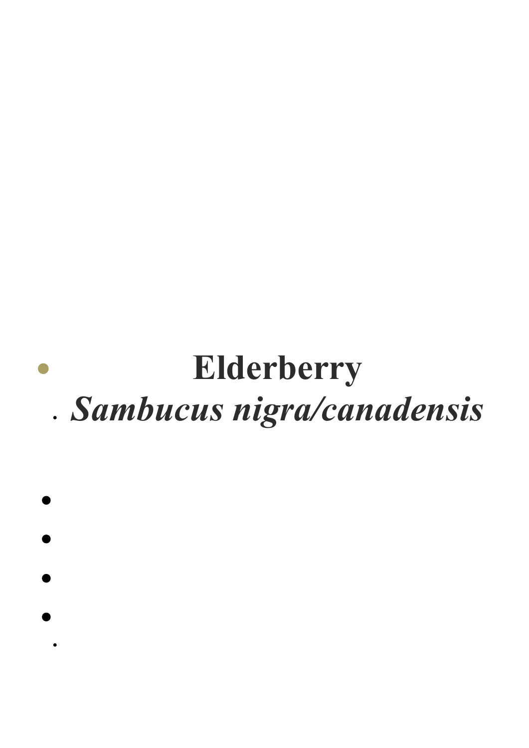# Elderberry

*Sambucus nigra/canadensis*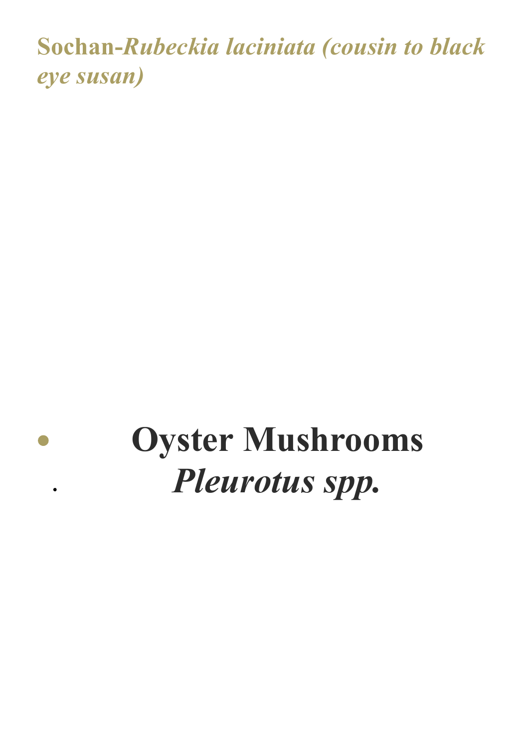## **Sochan-*Rubeckia laciniata (cousin to black eye susan)***

- **Oyster Mushrooms**
  ***Pleurotus spp.***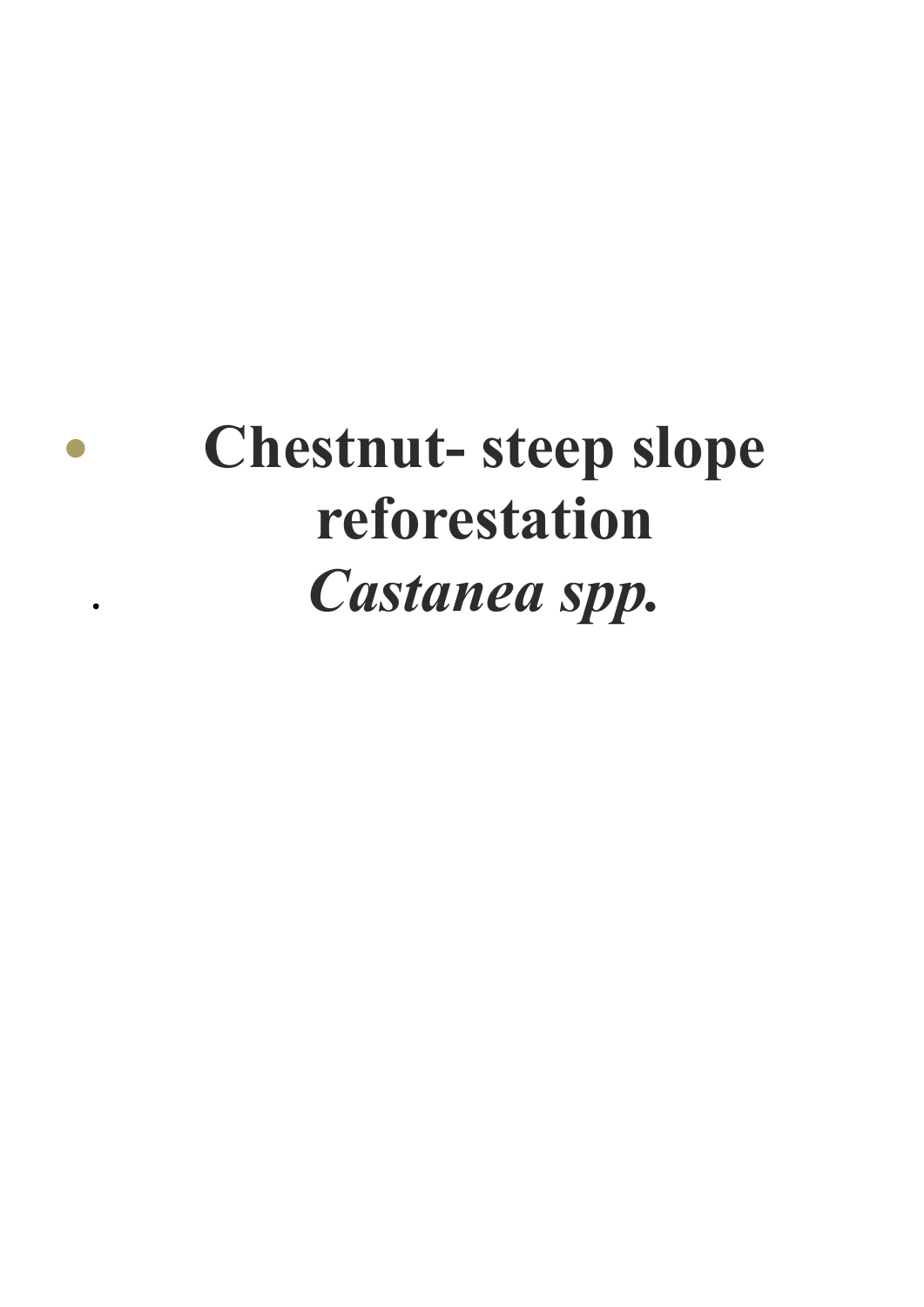# Chestnut- steep slope reforestation *Castanea spp.*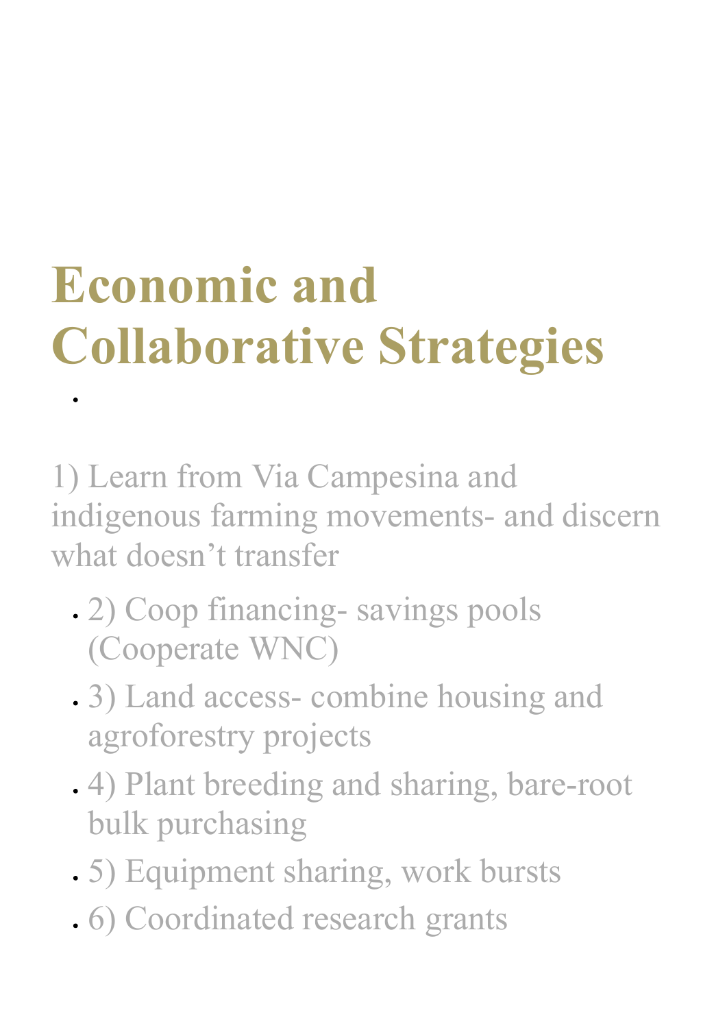# Economic and Collaborative Strategies

1) Learn from Via Campesina and indigenous farming movements- and discern what doesn't transfer

- 2) Coop financing- savings pools (Cooperate WNC)
- 3) Land access- combine housing and agroforestry projects
- 4) Plant breeding and sharing, bare-root bulk purchasing
- 5) Equipment sharing, work bursts
- 6) Coordinated research grants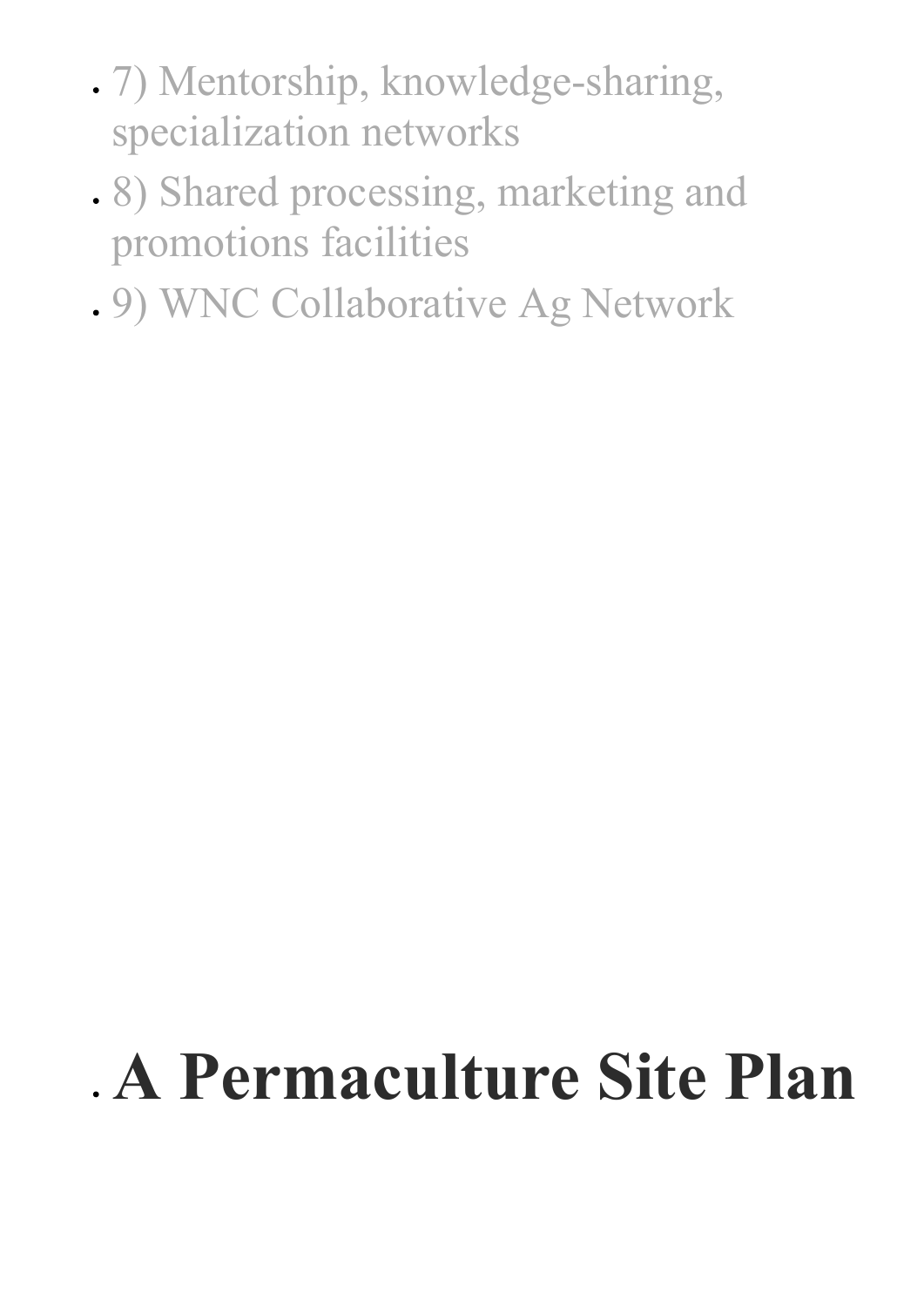- 7) Mentorship, knowledge-sharing, specialization networks
- 8) Shared processing, marketing and promotions facilities
- 9) WNC Collaborative Ag Network

- **A Permaculture Site Plan**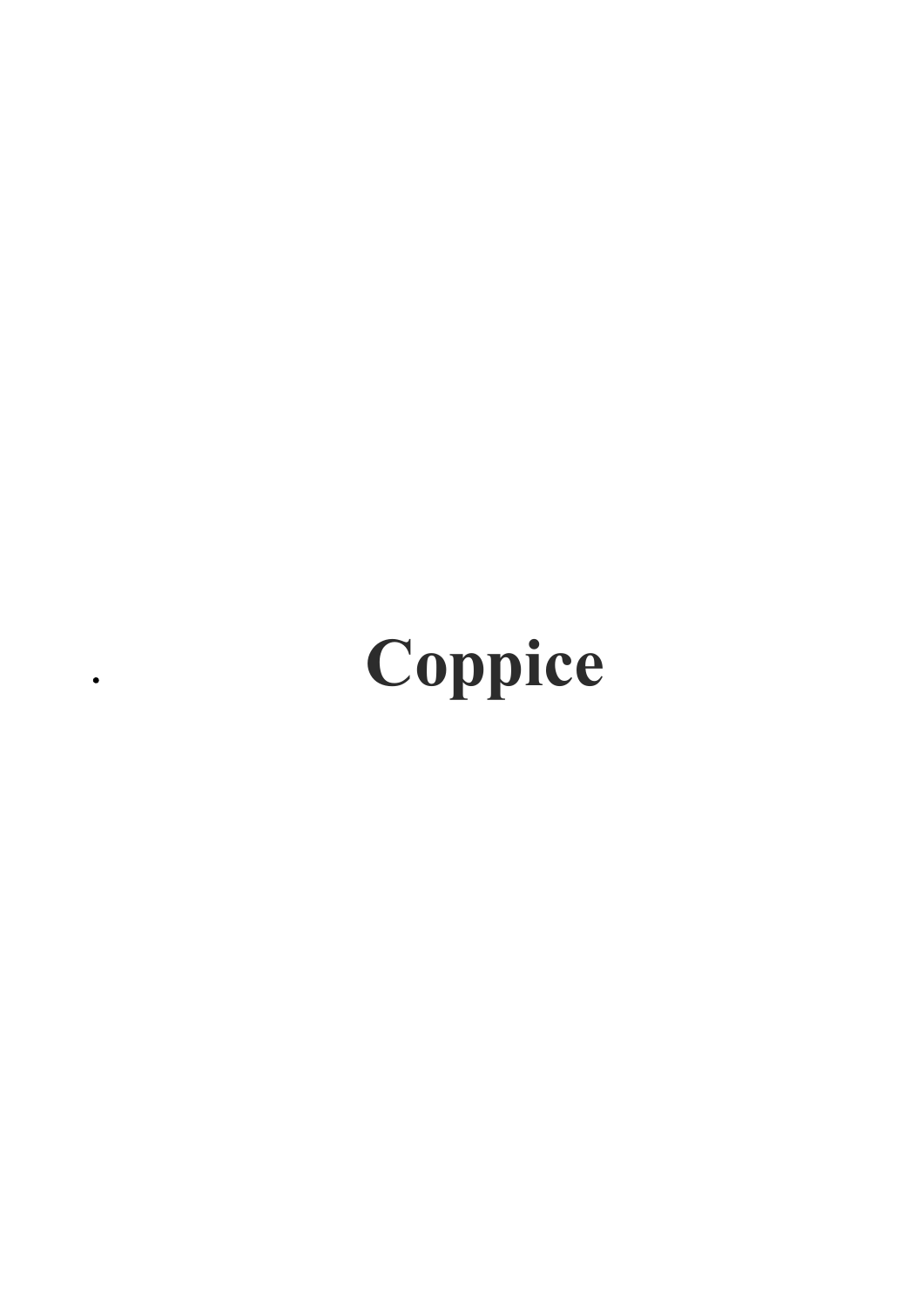# Coppice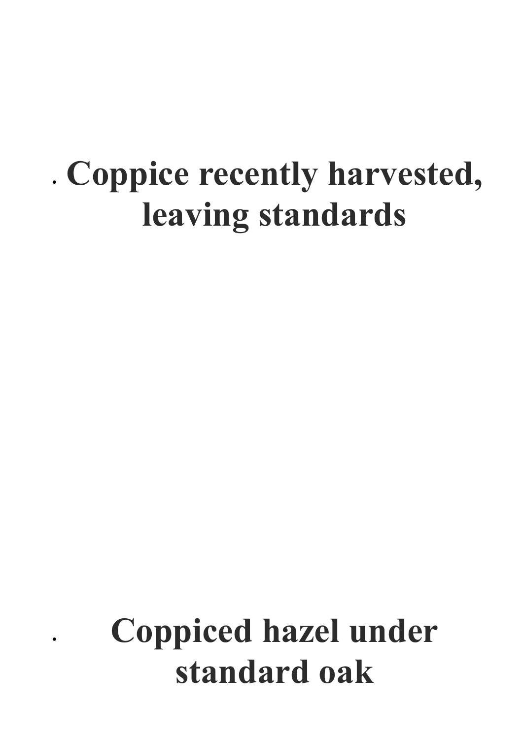- **Coppice recently harvested, leaving standards**

- **Coppiced hazel under standard oak**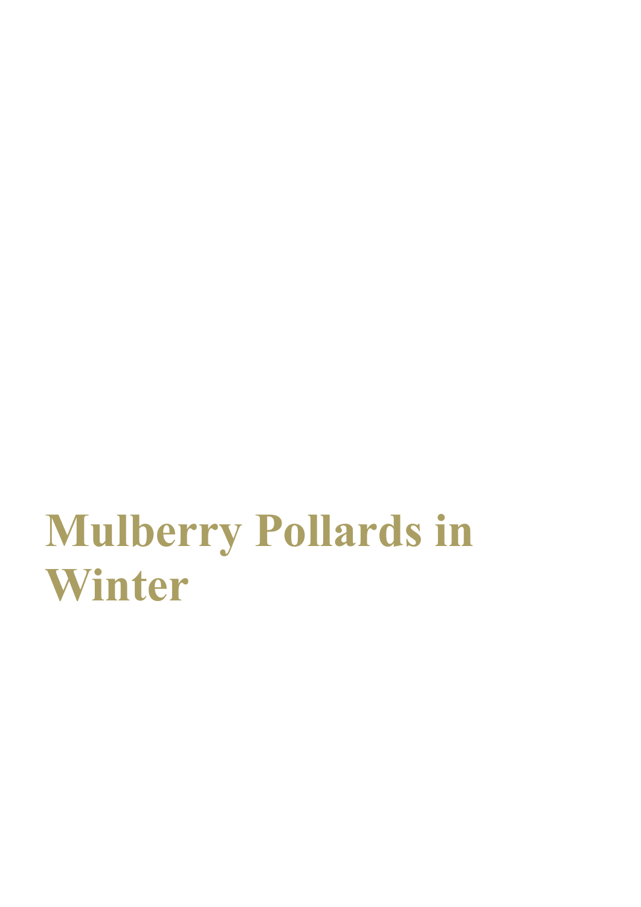# Mulberry Pollards in Winter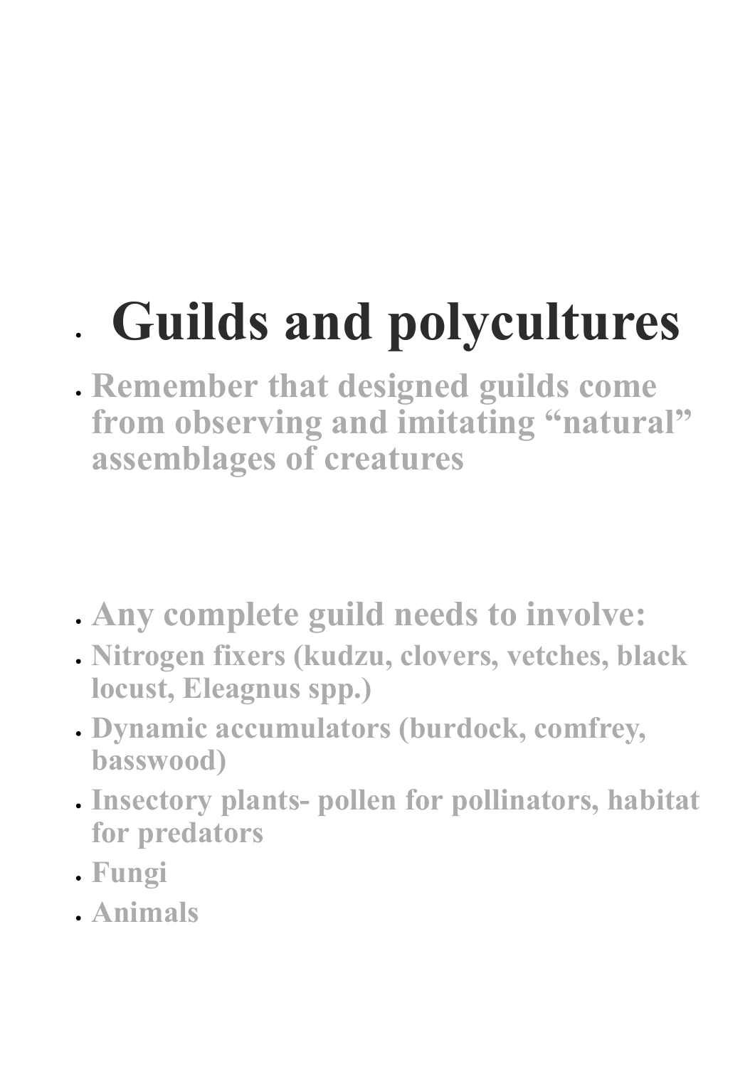# Guilds and polycultures

- Remember that designed guilds come from observing and imitating “natural” assemblages of creatures

- Any complete guild needs to involve:
- Nitrogen fixers (kudzu, clovers, vetches, black locust, Eleagnus spp.)
- Dynamic accumulators (burdock, comfrey, basswood)
- Insectory plants- pollen for pollinators, habitat for predators
- Fungi
- Animals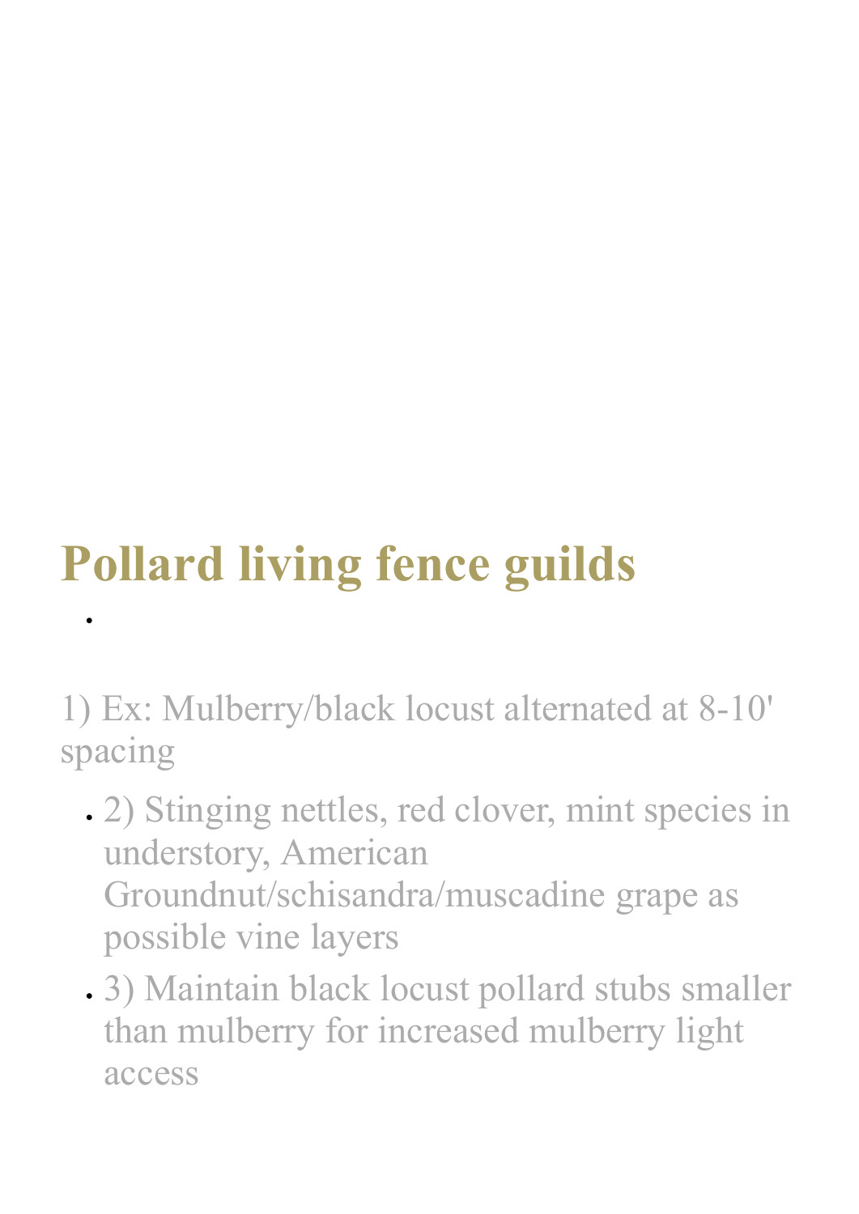## Pollard living fence guilds

1) Ex: Mulberry/black locust alternated at 8-10' spacing

- 2) Stinging nettles, red clover, mint species in understory, American Groundnut/schisandra/muscadine grape as possible vine layers
- 3) Maintain black locust pollard stubs smaller than mulberry for increased mulberry light access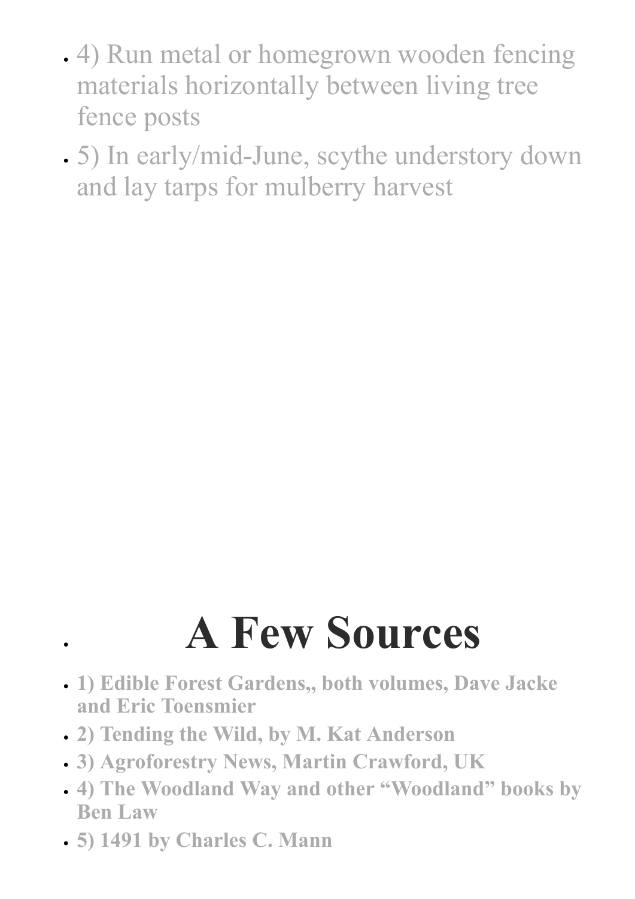- 4) Run metal or homegrown wooden fencing materials horizontally between living tree fence posts
- 5) In early/mid-June, scythe understory down and lay tarps for mulberry harvest

- # A Few Sources

- **1) Edible Forest Gardens,, both volumes, Dave Jacke and Eric Toensmier**
- **2) Tending the Wild, by M. Kat Anderson**
- **3) Agroforestry News, Martin Crawford, UK**
- **4) The Woodland Way and other "Woodland" books by Ben Law**
- **5) 1491 by Charles C. Mann**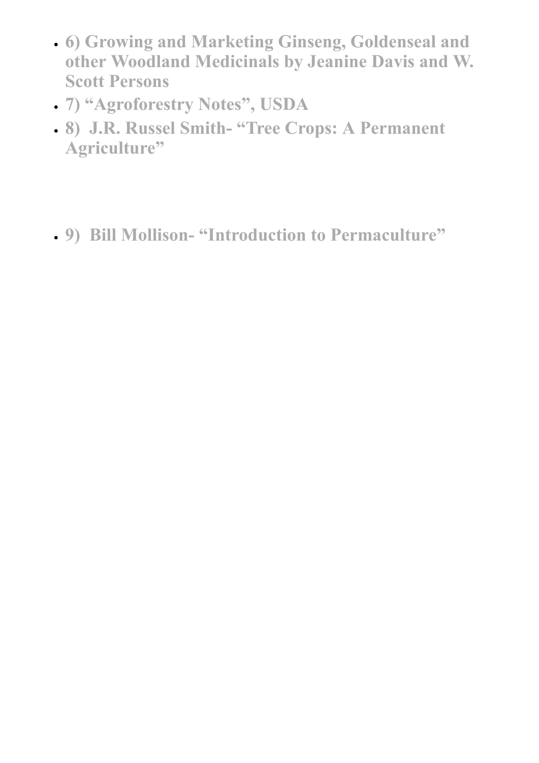- **6) Growing and Marketing Ginseng, Goldenseal and other Woodland Medicinals by Jeanine Davis and W. Scott Persons**
- **7) “Agroforestry Notes”, USDA**
- **8)  J.R. Russel Smith- “Tree Crops: A Permanent Agriculture”**

- **9)  Bill Mollison- “Introduction to Permaculture”**